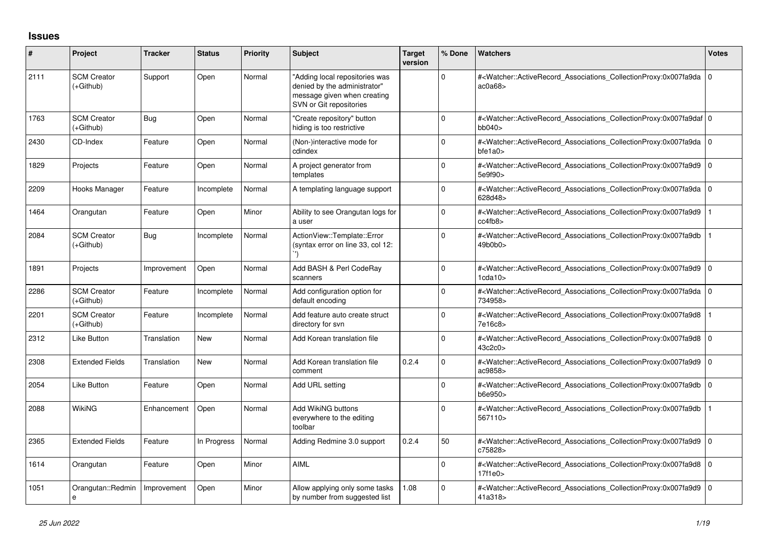## Issues

| # | Project | Tracker | Status | Priority | Subject | Target version | % Done | Watchers | Votes |
|---|---|---|---|---|---|---|---|---|---|
| 2111 | SCM Creator (+Github) | Support | Open | Normal | "Adding local repositories was denied by the administrator" message given when creating SVN or Git repositories | | 0 | #<Watcher::ActiveRecord_Associations_CollectionProxy:0x007fa9daac0a68> | 0 |
| 1763 | SCM Creator (+Github) | Bug | Open | Normal | "Create repository" button hiding is too restrictive | | 0 | #<Watcher::ActiveRecord_Associations_CollectionProxy:0x007fa9dafbb040> | 0 |
| 2430 | CD-Index | Feature | Open | Normal | (Non-)interactive mode for cdindex | | 0 | #<Watcher::ActiveRecord_Associations_CollectionProxy:0x007fa9dabfe1a0> | 0 |
| 1829 | Projects | Feature | Open | Normal | A project generator from templates | | 0 | #<Watcher::ActiveRecord_Associations_CollectionProxy:0x007fa9d95e9f90> | 0 |
| 2209 | Hooks Manager | Feature | Incomplete | Normal | A templating language support | | 0 | #<Watcher::ActiveRecord_Associations_CollectionProxy:0x007fa9da628d48> | 0 |
| 1464 | Orangutan | Feature | Open | Minor | Ability to see Orangutan logs for a user | | 0 | #<Watcher::ActiveRecord_Associations_CollectionProxy:0x007fa9d9cc4fb8> | 1 |
| 2084 | SCM Creator (+Github) | Bug | Incomplete | Normal | ActionView::Template::Error (syntax error on line 33, col 12: ``) | | 0 | #<Watcher::ActiveRecord_Associations_CollectionProxy:0x007fa9db49b0b0> | 1 |
| 1891 | Projects | Improvement | Open | Normal | Add BASH & Perl CodeRay scanners | | 0 | #<Watcher::ActiveRecord_Associations_CollectionProxy:0x007fa9d91cda10> | 0 |
| 2286 | SCM Creator (+Github) | Feature | Incomplete | Normal | Add configuration option for default encoding | | 0 | #<Watcher::ActiveRecord_Associations_CollectionProxy:0x007fa9da734958> | 0 |
| 2201 | SCM Creator (+Github) | Feature | Incomplete | Normal | Add feature auto create struct directory for svn | | 0 | #<Watcher::ActiveRecord_Associations_CollectionProxy:0x007fa9d87e16c8> | 1 |
| 2312 | Like Button | Translation | New | Normal | Add Korean translation file | | 0 | #<Watcher::ActiveRecord_Associations_CollectionProxy:0x007fa9d843c2c0> | 0 |
| 2308 | Extended Fields | Translation | New | Normal | Add Korean translation file comment | 0.2.4 | 0 | #<Watcher::ActiveRecord_Associations_CollectionProxy:0x007fa9d9ac9858> | 0 |
| 2054 | Like Button | Feature | Open | Normal | Add URL setting | | 0 | #<Watcher::ActiveRecord_Associations_CollectionProxy:0x007fa9dbb6e950> | 0 |
| 2088 | WikiNG | Enhancement | Open | Normal | Add WikiNG buttons everywhere to the editing toolbar | | 0 | #<Watcher::ActiveRecord_Associations_CollectionProxy:0x007fa9db567110> | 1 |
| 2365 | Extended Fields | Feature | In Progress | Normal | Adding Redmine 3.0 support | 0.2.4 | 50 | #<Watcher::ActiveRecord_Associations_CollectionProxy:0x007fa9d9c75828> | 0 |
| 1614 | Orangutan | Feature | Open | Minor | AIML | | 0 | #<Watcher::ActiveRecord_Associations_CollectionProxy:0x007fa9d817f1e0> | 0 |
| 1051 | Orangutan::Redmine | Improvement | Open | Minor | Allow applying only some tasks by number from suggested list | 1.08 | 0 | #<Watcher::ActiveRecord_Associations_CollectionProxy:0x007fa9d941a318> | 0 |

*25 Jun 2022*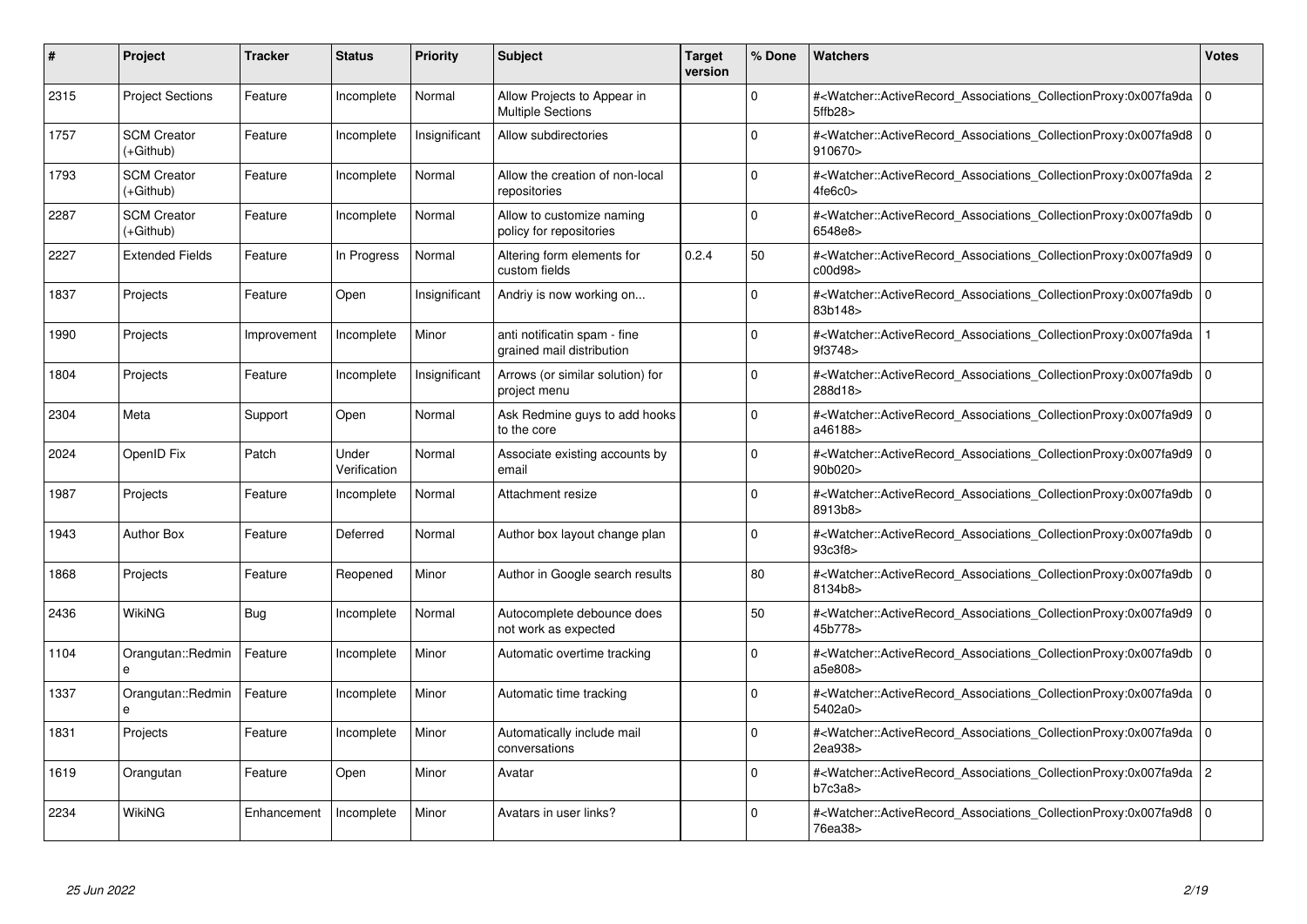| # | Project | Tracker | Status | Priority | Subject | Target version | % Done | Watchers | Votes |
|---|---|---|---|---|---|---|---|---|---|
| 2315 | Project Sections | Feature | Incomplete | Normal | Allow Projects to Appear in Multiple Sections | | 0 | #<Watcher::ActiveRecord_Associations_CollectionProxy:0x007fa9da5ffb28> | 0 |
| 1757 | SCM Creator (+Github) | Feature | Incomplete | Insignificant | Allow subdirectories | | 0 | #<Watcher::ActiveRecord_Associations_CollectionProxy:0x007fa9d8910670> | 0 |
| 1793 | SCM Creator (+Github) | Feature | Incomplete | Normal | Allow the creation of non-local repositories | | 0 | #<Watcher::ActiveRecord_Associations_CollectionProxy:0x007fa9da4fe6c0> | 2 |
| 2287 | SCM Creator (+Github) | Feature | Incomplete | Normal | Allow to customize naming policy for repositories | | 0 | #<Watcher::ActiveRecord_Associations_CollectionProxy:0x007fa9db6548e8> | 0 |
| 2227 | Extended Fields | Feature | In Progress | Normal | Altering form elements for custom fields | 0.2.4 | 50 | #<Watcher::ActiveRecord_Associations_CollectionProxy:0x007fa9d9c00d98> | 0 |
| 1837 | Projects | Feature | Open | Insignificant | Andriy is now working on... | | 0 | #<Watcher::ActiveRecord_Associations_CollectionProxy:0x007fa9db83b148> | 0 |
| 1990 | Projects | Improvement | Incomplete | Minor | anti notificatin spam - fine grained mail distribution | | 0 | #<Watcher::ActiveRecord_Associations_CollectionProxy:0x007fa9da9f3748> | 1 |
| 1804 | Projects | Feature | Incomplete | Insignificant | Arrows (or similar solution) for project menu | | 0 | #<Watcher::ActiveRecord_Associations_CollectionProxy:0x007fa9db288d18> | 0 |
| 2304 | Meta | Support | Open | Normal | Ask Redmine guys to add hooks to the core | | 0 | #<Watcher::ActiveRecord_Associations_CollectionProxy:0x007fa9d9a46188> | 0 |
| 2024 | OpenID Fix | Patch | Under Verification | Normal | Associate existing accounts by email | | 0 | #<Watcher::ActiveRecord_Associations_CollectionProxy:0x007fa9d990b020> | 0 |
| 1987 | Projects | Feature | Incomplete | Normal | Attachment resize | | 0 | #<Watcher::ActiveRecord_Associations_CollectionProxy:0x007fa9db8913b8> | 0 |
| 1943 | Author Box | Feature | Deferred | Normal | Author box layout change plan | | 0 | #<Watcher::ActiveRecord_Associations_CollectionProxy:0x007fa9db93c3f8> | 0 |
| 1868 | Projects | Feature | Reopened | Minor | Author in Google search results | | 80 | #<Watcher::ActiveRecord_Associations_CollectionProxy:0x007fa9db8134b8> | 0 |
| 2436 | WikiNG | Bug | Incomplete | Normal | Autocomplete debounce does not work as expected | | 50 | #<Watcher::ActiveRecord_Associations_CollectionProxy:0x007fa9d945b778> | 0 |
| 1104 | Orangutan::Redmine | Feature | Incomplete | Minor | Automatic overtime tracking | | 0 | #<Watcher::ActiveRecord_Associations_CollectionProxy:0x007fa9dba5e808> | 0 |
| 1337 | Orangutan::Redmine | Feature | Incomplete | Minor | Automatic time tracking | | 0 | #<Watcher::ActiveRecord_Associations_CollectionProxy:0x007fa9da5402a0> | 0 |
| 1831 | Projects | Feature | Incomplete | Minor | Automatically include mail conversations | | 0 | #<Watcher::ActiveRecord_Associations_CollectionProxy:0x007fa9da2ea938> | 0 |
| 1619 | Orangutan | Feature | Open | Minor | Avatar | | 0 | #<Watcher::ActiveRecord_Associations_CollectionProxy:0x007fa9dab7c3a8> | 2 |
| 2234 | WikiNG | Enhancement | Incomplete | Minor | Avatars in user links? | | 0 | #<Watcher::ActiveRecord_Associations_CollectionProxy:0x007fa9d876ea38> | 0 |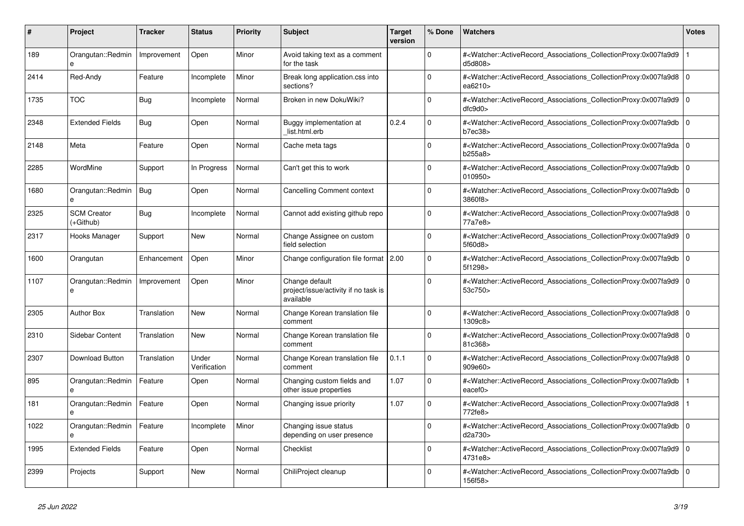| # | Project | Tracker | Status | Priority | Subject | Target version | % Done | Watchers | Votes |
|---|---|---|---|---|---|---|---|---|---|
| 189 | Orangutan::Redmine | Improvement | Open | Minor | Avoid taking text as a comment for the task | | 0 | #<Watcher::ActiveRecord_Associations_CollectionProxy:0x007fa9d9d5d808> | 1 |
| 2414 | Red-Andy | Feature | Incomplete | Minor | Break long application.css into sections? | | 0 | #<Watcher::ActiveRecord_Associations_CollectionProxy:0x007fa9d8ea6210> | 0 |
| 1735 | TOC | Bug | Incomplete | Normal | Broken in new DokuWiki? | | 0 | #<Watcher::ActiveRecord_Associations_CollectionProxy:0x007fa9d9dfc9d0> | 0 |
| 2348 | Extended Fields | Bug | Open | Normal | Buggy implementation at _list.html.erb | 0.2.4 | 0 | #<Watcher::ActiveRecord_Associations_CollectionProxy:0x007fa9dbb7ec38> | 0 |
| 2148 | Meta | Feature | Open | Normal | Cache meta tags | | 0 | #<Watcher::ActiveRecord_Associations_CollectionProxy:0x007fa9dab255a8> | 0 |
| 2285 | WordMine | Support | In Progress | Normal | Can't get this to work | | 0 | #<Watcher::ActiveRecord_Associations_CollectionProxy:0x007fa9db010950> | 0 |
| 1680 | Orangutan::Redmine | Bug | Open | Normal | Cancelling Comment context | | 0 | #<Watcher::ActiveRecord_Associations_CollectionProxy:0x007fa9db3860f8> | 0 |
| 2325 | SCM Creator (+Github) | Bug | Incomplete | Normal | Cannot add existing github repo | | 0 | #<Watcher::ActiveRecord_Associations_CollectionProxy:0x007fa9d877a7e8> | 0 |
| 2317 | Hooks Manager | Support | New | Normal | Change Assignee on custom field selection | | 0 | #<Watcher::ActiveRecord_Associations_CollectionProxy:0x007fa9d95f60d8> | 0 |
| 1600 | Orangutan | Enhancement | Open | Minor | Change configuration file format | 2.00 | 0 | #<Watcher::ActiveRecord_Associations_CollectionProxy:0x007fa9db5f1298> | 0 |
| 1107 | Orangutan::Redmine | Improvement | Open | Minor | Change default project/issue/activity if no task is available | | 0 | #<Watcher::ActiveRecord_Associations_CollectionProxy:0x007fa9d953c750> | 0 |
| 2305 | Author Box | Translation | New | Normal | Change Korean translation file comment | | 0 | #<Watcher::ActiveRecord_Associations_CollectionProxy:0x007fa9d81309c8> | 0 |
| 2310 | Sidebar Content | Translation | New | Normal | Change Korean translation file comment | | 0 | #<Watcher::ActiveRecord_Associations_CollectionProxy:0x007fa9d881c368> | 0 |
| 2307 | Download Button | Translation | Under Verification | Normal | Change Korean translation file comment | 0.1.1 | 0 | #<Watcher::ActiveRecord_Associations_CollectionProxy:0x007fa9d8909e60> | 0 |
| 895 | Orangutan::Redmine | Feature | Open | Normal | Changing custom fields and other issue properties | 1.07 | 0 | #<Watcher::ActiveRecord_Associations_CollectionProxy:0x007fa9dbeacef0> | 1 |
| 181 | Orangutan::Redmine | Feature | Open | Normal | Changing issue priority | 1.07 | 0 | #<Watcher::ActiveRecord_Associations_CollectionProxy:0x007fa9d8772fe8> | 1 |
| 1022 | Orangutan::Redmine | Feature | Incomplete | Minor | Changing issue status depending on user presence | | 0 | #<Watcher::ActiveRecord_Associations_CollectionProxy:0x007fa9dbd2a730> | 0 |
| 1995 | Extended Fields | Feature | Open | Normal | Checklist | | 0 | #<Watcher::ActiveRecord_Associations_CollectionProxy:0x007fa9d94731e8> | 0 |
| 2399 | Projects | Support | New | Normal | ChiliProject cleanup | | 0 | #<Watcher::ActiveRecord_Associations_CollectionProxy:0x007fa9db156f58> | 0 |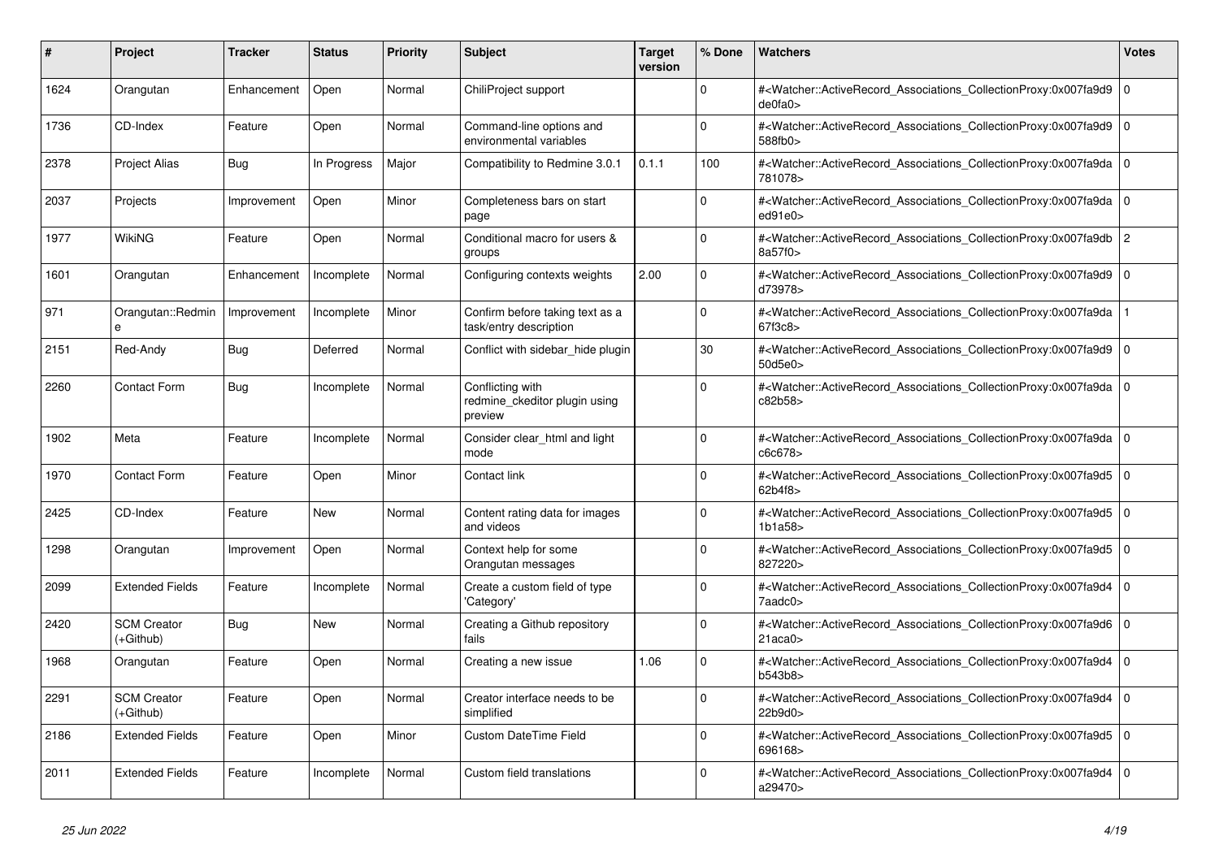| # | Project | Tracker | Status | Priority | Subject | Target version | % Done | Watchers | Votes |
|---|---|---|---|---|---|---|---|---|---|
| 1624 | Orangutan | Enhancement | Open | Normal | ChiliProject support | | 0 | #<Watcher::ActiveRecord_Associations_CollectionProxy:0x007fa9d9de0fa0> | 0 |
| 1736 | CD-Index | Feature | Open | Normal | Command-line options and environmental variables | | 0 | #<Watcher::ActiveRecord_Associations_CollectionProxy:0x007fa9d9588fb0> | 0 |
| 2378 | Project Alias | Bug | In Progress | Major | Compatibility to Redmine 3.0.1 | 0.1.1 | 100 | #<Watcher::ActiveRecord_Associations_CollectionProxy:0x007fa9da781078> | 0 |
| 2037 | Projects | Improvement | Open | Minor | Completeness bars on start page | | 0 | #<Watcher::ActiveRecord_Associations_CollectionProxy:0x007fa9daed91e0> | 0 |
| 1977 | WikiNG | Feature | Open | Normal | Conditional macro for users & groups | | 0 | #<Watcher::ActiveRecord_Associations_CollectionProxy:0x007fa9db8a57f0> | 2 |
| 1601 | Orangutan | Enhancement | Incomplete | Normal | Configuring contexts weights | 2.00 | 0 | #<Watcher::ActiveRecord_Associations_CollectionProxy:0x007fa9d9d73978> | 0 |
| 971 | Orangutan::Redmine | Improvement | Incomplete | Minor | Confirm before taking text as a task/entry description | | 0 | #<Watcher::ActiveRecord_Associations_CollectionProxy:0x007fa9da67f3c8> | 1 |
| 2151 | Red-Andy | Bug | Deferred | Normal | Conflict with sidebar_hide plugin | | 30 | #<Watcher::ActiveRecord_Associations_CollectionProxy:0x007fa9d950d5e0> | 0 |
| 2260 | Contact Form | Bug | Incomplete | Normal | Conflicting with redmine_ckeditor plugin using preview | | 0 | #<Watcher::ActiveRecord_Associations_CollectionProxy:0x007fa9dac82b58> | 0 |
| 1902 | Meta | Feature | Incomplete | Normal | Consider clear_html and light mode | | 0 | #<Watcher::ActiveRecord_Associations_CollectionProxy:0x007fa9dac6c678> | 0 |
| 1970 | Contact Form | Feature | Open | Minor | Contact link | | 0 | #<Watcher::ActiveRecord_Associations_CollectionProxy:0x007fa9d562b4f8> | 0 |
| 2425 | CD-Index | Feature | New | Normal | Content rating data for images and videos | | 0 | #<Watcher::ActiveRecord_Associations_CollectionProxy:0x007fa9d51b1a58> | 0 |
| 1298 | Orangutan | Improvement | Open | Normal | Context help for some Orangutan messages | | 0 | #<Watcher::ActiveRecord_Associations_CollectionProxy:0x007fa9d5827220> | 0 |
| 2099 | Extended Fields | Feature | Incomplete | Normal | Create a custom field of type 'Category' | | 0 | #<Watcher::ActiveRecord_Associations_CollectionProxy:0x007fa9d47aadc0> | 0 |
| 2420 | SCM Creator (+Github) | Bug | New | Normal | Creating a Github repository fails | | 0 | #<Watcher::ActiveRecord_Associations_CollectionProxy:0x007fa9d621aca0> | 0 |
| 1968 | Orangutan | Feature | Open | Normal | Creating a new issue | 1.06 | 0 | #<Watcher::ActiveRecord_Associations_CollectionProxy:0x007fa9d4b543b8> | 0 |
| 2291 | SCM Creator (+Github) | Feature | Open | Normal | Creator interface needs to be simplified | | 0 | #<Watcher::ActiveRecord_Associations_CollectionProxy:0x007fa9d422b9d0> | 0 |
| 2186 | Extended Fields | Feature | Open | Minor | Custom DateTime Field | | 0 | #<Watcher::ActiveRecord_Associations_CollectionProxy:0x007fa9d5696168> | 0 |
| 2011 | Extended Fields | Feature | Incomplete | Normal | Custom field translations | | 0 | #<Watcher::ActiveRecord_Associations_CollectionProxy:0x007fa9d4a29470> | 0 |

*25 Jun 2022*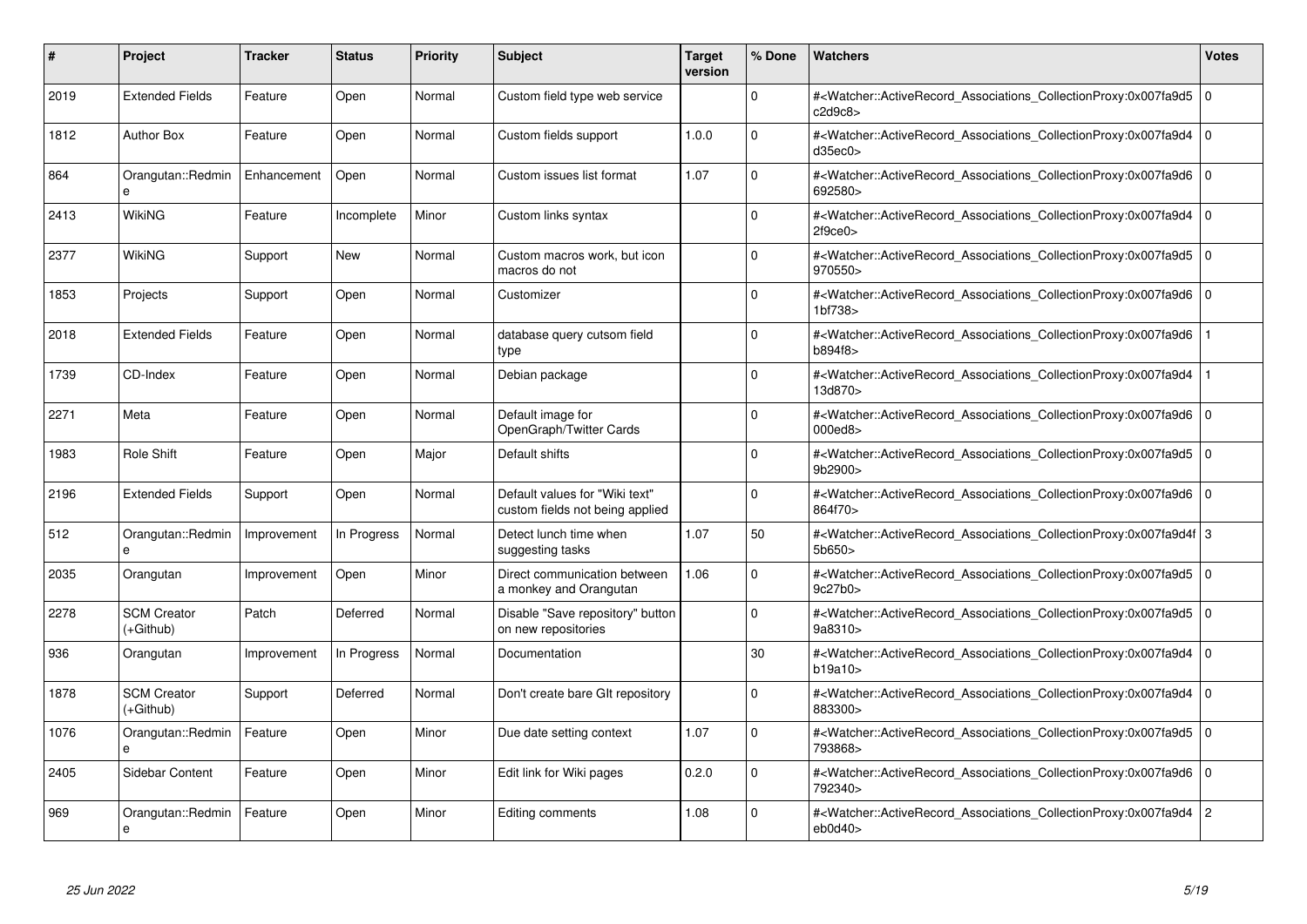| # | Project | Tracker | Status | Priority | Subject | Target version | % Done | Watchers | Votes |
|---|---|---|---|---|---|---|---|---|---|
| 2019 | Extended Fields | Feature | Open | Normal | Custom field type web service | | 0 | #<Watcher::ActiveRecord_Associations_CollectionProxy:0x007fa9d5c2d9c8> | 0 |
| 1812 | Author Box | Feature | Open | Normal | Custom fields support | 1.0.0 | 0 | #<Watcher::ActiveRecord_Associations_CollectionProxy:0x007fa9d4d35ec0> | 0 |
| 864 | Orangutan::Redmine | Enhancement | Open | Normal | Custom issues list format | 1.07 | 0 | #<Watcher::ActiveRecord_Associations_CollectionProxy:0x007fa9d6692580> | 0 |
| 2413 | WikiNG | Feature | Incomplete | Minor | Custom links syntax | | 0 | #<Watcher::ActiveRecord_Associations_CollectionProxy:0x007fa9d42f9ce0> | 0 |
| 2377 | WikiNG | Support | New | Normal | Custom macros work, but icon macros do not | | 0 | #<Watcher::ActiveRecord_Associations_CollectionProxy:0x007fa9d5970550> | 0 |
| 1853 | Projects | Support | Open | Normal | Customizer | | 0 | #<Watcher::ActiveRecord_Associations_CollectionProxy:0x007fa9d61bf738> | 0 |
| 2018 | Extended Fields | Feature | Open | Normal | database query cutsom field type | | 0 | #<Watcher::ActiveRecord_Associations_CollectionProxy:0x007fa9d6b894f8> | 1 |
| 1739 | CD-Index | Feature | Open | Normal | Debian package | | 0 | #<Watcher::ActiveRecord_Associations_CollectionProxy:0x007fa9d413d870> | 1 |
| 2271 | Meta | Feature | Open | Normal | Default image for OpenGraph/Twitter Cards | | 0 | #<Watcher::ActiveRecord_Associations_CollectionProxy:0x007fa9d6000ed8> | 0 |
| 1983 | Role Shift | Feature | Open | Major | Default shifts | | 0 | #<Watcher::ActiveRecord_Associations_CollectionProxy:0x007fa9d59b2900> | 0 |
| 2196 | Extended Fields | Support | Open | Normal | Default values for "Wiki text" custom fields not being applied | | 0 | #<Watcher::ActiveRecord_Associations_CollectionProxy:0x007fa9d6864f70> | 0 |
| 512 | Orangutan::Redmine | Improvement | In Progress | Normal | Detect lunch time when suggesting tasks | 1.07 | 50 | #<Watcher::ActiveRecord_Associations_CollectionProxy:0x007fa9d4f5b650> | 3 |
| 2035 | Orangutan | Improvement | Open | Minor | Direct communication between a monkey and Orangutan | 1.06 | 0 | #<Watcher::ActiveRecord_Associations_CollectionProxy:0x007fa9d59c27b0> | 0 |
| 2278 | SCM Creator (+Github) | Patch | Deferred | Normal | Disable "Save repository" button on new repositories | | 0 | #<Watcher::ActiveRecord_Associations_CollectionProxy:0x007fa9d59a8310> | 0 |
| 936 | Orangutan | Improvement | In Progress | Normal | Documentation | | 30 | #<Watcher::ActiveRecord_Associations_CollectionProxy:0x007fa9d4b19a10> | 0 |
| 1878 | SCM Creator (+Github) | Support | Deferred | Normal | Don't create bare GIt repository | | 0 | #<Watcher::ActiveRecord_Associations_CollectionProxy:0x007fa9d4883300> | 0 |
| 1076 | Orangutan::Redmine | Feature | Open | Minor | Due date setting context | 1.07 | 0 | #<Watcher::ActiveRecord_Associations_CollectionProxy:0x007fa9d5793868> | 0 |
| 2405 | Sidebar Content | Feature | Open | Minor | Edit link for Wiki pages | 0.2.0 | 0 | #<Watcher::ActiveRecord_Associations_CollectionProxy:0x007fa9d6792340> | 0 |
| 969 | Orangutan::Redmine | Feature | Open | Minor | Editing comments | 1.08 | 0 | #<Watcher::ActiveRecord_Associations_CollectionProxy:0x007fa9d4eb0d40> | 2 |

*25 Jun 2022*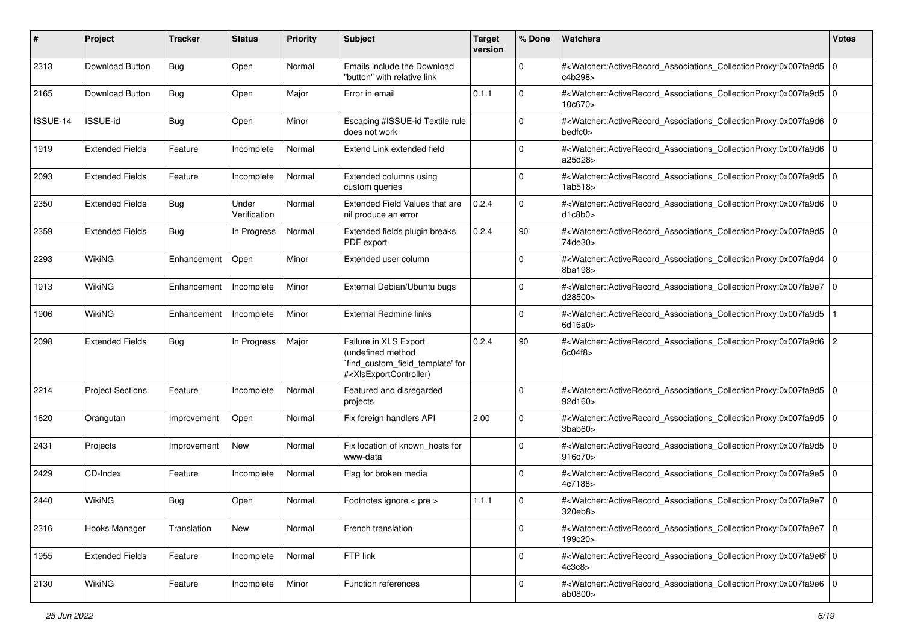| # | Project | Tracker | Status | Priority | Subject | Target version | % Done | Watchers | Votes |
|---|---|---|---|---|---|---|---|---|---|
| 2313 | Download Button | Bug | Open | Normal | Emails include the Download "button" with relative link | | 0 | #<Watcher::ActiveRecord_Associations_CollectionProxy:0x007fa9d5c4b298> | 0 |
| 2165 | Download Button | Bug | Open | Major | Error in email | 0.1.1 | 0 | #<Watcher::ActiveRecord_Associations_CollectionProxy:0x007fa9d510c670> | 0 |
| ISSUE-14 | ISSUE-id | Bug | Open | Minor | Escaping #ISSUE-id Textile rule does not work | | 0 | #<Watcher::ActiveRecord_Associations_CollectionProxy:0x007fa9d6bedfc0> | 0 |
| 1919 | Extended Fields | Feature | Incomplete | Normal | Extend Link extended field | | 0 | #<Watcher::ActiveRecord_Associations_CollectionProxy:0x007fa9d6a25d28> | 0 |
| 2093 | Extended Fields | Feature | Incomplete | Normal | Extended columns using custom queries | | 0 | #<Watcher::ActiveRecord_Associations_CollectionProxy:0x007fa9d51ab518> | 0 |
| 2350 | Extended Fields | Bug | Under Verification | Normal | Extended Field Values that are nil produce an error | 0.2.4 | 0 | #<Watcher::ActiveRecord_Associations_CollectionProxy:0x007fa9d6d1c8b0> | 0 |
| 2359 | Extended Fields | Bug | In Progress | Normal | Extended fields plugin breaks PDF export | 0.2.4 | 90 | #<Watcher::ActiveRecord_Associations_CollectionProxy:0x007fa9d574de30> | 0 |
| 2293 | WikiNG | Enhancement | Open | Minor | Extended user column | | 0 | #<Watcher::ActiveRecord_Associations_CollectionProxy:0x007fa9d48ba198> | 0 |
| 1913 | WikiNG | Enhancement | Incomplete | Minor | External Debian/Ubuntu bugs | | 0 | #<Watcher::ActiveRecord_Associations_CollectionProxy:0x007fa9e7d28500> | 0 |
| 1906 | WikiNG | Enhancement | Incomplete | Minor | External Redmine links | | 0 | #<Watcher::ActiveRecord_Associations_CollectionProxy:0x007fa9d56d16a0> | 1 |
| 2098 | Extended Fields | Bug | In Progress | Major | Failure in XLS Export (undefined method `find_custom_field_template' for #<XlsExportController) | 0.2.4 | 90 | #<Watcher::ActiveRecord_Associations_CollectionProxy:0x007fa9d66c04f8> | 2 |
| 2214 | Project Sections | Feature | Incomplete | Normal | Featured and disregarded projects | | 0 | #<Watcher::ActiveRecord_Associations_CollectionProxy:0x007fa9d592d160> | 0 |
| 1620 | Orangutan | Improvement | Open | Normal | Fix foreign handlers API | 2.00 | 0 | #<Watcher::ActiveRecord_Associations_CollectionProxy:0x007fa9d53bab60> | 0 |
| 2431 | Projects | Improvement | New | Normal | Fix location of known_hosts for www-data | | 0 | #<Watcher::ActiveRecord_Associations_CollectionProxy:0x007fa9d5916d70> | 0 |
| 2429 | CD-Index | Feature | Incomplete | Normal | Flag for broken media | | 0 | #<Watcher::ActiveRecord_Associations_CollectionProxy:0x007fa9e54c7188> | 0 |
| 2440 | WikiNG | Bug | Open | Normal | Footnotes ignore < pre > | 1.1.1 | 0 | #<Watcher::ActiveRecord_Associations_CollectionProxy:0x007fa9e7320eb8> | 0 |
| 2316 | Hooks Manager | Translation | New | Normal | French translation | | 0 | #<Watcher::ActiveRecord_Associations_CollectionProxy:0x007fa9e7199c20> | 0 |
| 1955 | Extended Fields | Feature | Incomplete | Normal | FTP link | | 0 | #<Watcher::ActiveRecord_Associations_CollectionProxy:0x007fa9e6f4c3c8> | 0 |
| 2130 | WikiNG | Feature | Incomplete | Minor | Function references | | 0 | #<Watcher::ActiveRecord_Associations_CollectionProxy:0x007fa9e6ab0800> | 0 |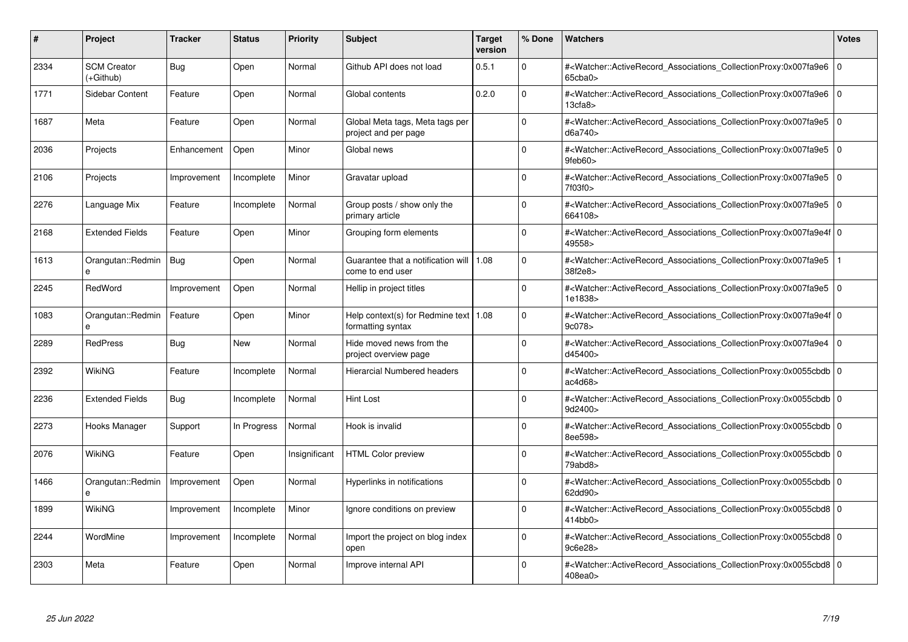| # | Project | Tracker | Status | Priority | Subject | Target version | % Done | Watchers | Votes |
|---|---|---|---|---|---|---|---|---|---|
| 2334 | SCM Creator (+Github) | Bug | Open | Normal | Github API does not load | 0.5.1 | 0 | #<Watcher::ActiveRecord_Associations_CollectionProxy:0x007fa9e665cba0> | 0 |
| 1771 | Sidebar Content | Feature | Open | Normal | Global contents | 0.2.0 | 0 | #<Watcher::ActiveRecord_Associations_CollectionProxy:0x007fa9e613cfa8> | 0 |
| 1687 | Meta | Feature | Open | Normal | Global Meta tags, Meta tags per project and per page | | 0 | #<Watcher::ActiveRecord_Associations_CollectionProxy:0x007fa9e5d6a740> | 0 |
| 2036 | Projects | Enhancement | Open | Minor | Global news | | 0 | #<Watcher::ActiveRecord_Associations_CollectionProxy:0x007fa9e59feb60> | 0 |
| 2106 | Projects | Improvement | Incomplete | Minor | Gravatar upload | | 0 | #<Watcher::ActiveRecord_Associations_CollectionProxy:0x007fa9e57f03f0> | 0 |
| 2276 | Language Mix | Feature | Incomplete | Normal | Group posts / show only the primary article | | 0 | #<Watcher::ActiveRecord_Associations_CollectionProxy:0x007fa9e5664108> | 0 |
| 2168 | Extended Fields | Feature | Open | Minor | Grouping form elements | | 0 | #<Watcher::ActiveRecord_Associations_CollectionProxy:0x007fa9e4f49558> | 0 |
| 1613 | Orangutan::Redmine | Bug | Open | Normal | Guarantee that a notification will come to end user | 1.08 | 0 | #<Watcher::ActiveRecord_Associations_CollectionProxy:0x007fa9e538f2e8> | 1 |
| 2245 | RedWord | Improvement | Open | Normal | Hellip in project titles | | 0 | #<Watcher::ActiveRecord_Associations_CollectionProxy:0x007fa9e51e1838> | 0 |
| 1083 | Orangutan::Redmine | Feature | Open | Minor | Help context(s) for Redmine text formatting syntax | 1.08 | 0 | #<Watcher::ActiveRecord_Associations_CollectionProxy:0x007fa9e4f9c078> | 0 |
| 2289 | RedPress | Bug | New | Normal | Hide moved news from the project overview page | | 0 | #<Watcher::ActiveRecord_Associations_CollectionProxy:0x007fa9e4d45400> | 0 |
| 2392 | WikiNG | Feature | Incomplete | Normal | Hierarcial Numbered headers | | 0 | #<Watcher::ActiveRecord_Associations_CollectionProxy:0x0055cbdbac4d68> | 0 |
| 2236 | Extended Fields | Bug | Incomplete | Normal | Hint Lost | | 0 | #<Watcher::ActiveRecord_Associations_CollectionProxy:0x0055cbdb9d2400> | 0 |
| 2273 | Hooks Manager | Support | In Progress | Normal | Hook is invalid | | 0 | #<Watcher::ActiveRecord_Associations_CollectionProxy:0x0055cbdb8ee598> | 0 |
| 2076 | WikiNG | Feature | Open | Insignificant | HTML Color preview | | 0 | #<Watcher::ActiveRecord_Associations_CollectionProxy:0x0055cbdb79abd8> | 0 |
| 1466 | Orangutan::Redmine | Improvement | Open | Normal | Hyperlinks in notifications | | 0 | #<Watcher::ActiveRecord_Associations_CollectionProxy:0x0055cbdb62dd90> | 0 |
| 1899 | WikiNG | Improvement | Incomplete | Minor | Ignore conditions on preview | | 0 | #<Watcher::ActiveRecord_Associations_CollectionProxy:0x0055cbd8414bb0> | 0 |
| 2244 | WordMine | Improvement | Incomplete | Normal | Import the project on blog index open | | 0 | #<Watcher::ActiveRecord_Associations_CollectionProxy:0x0055cbd89c6e28> | 0 |
| 2303 | Meta | Feature | Open | Normal | Improve internal API | | 0 | #<Watcher::ActiveRecord_Associations_CollectionProxy:0x0055cbd8408ea0> | 0 |

*25 Jun 2022*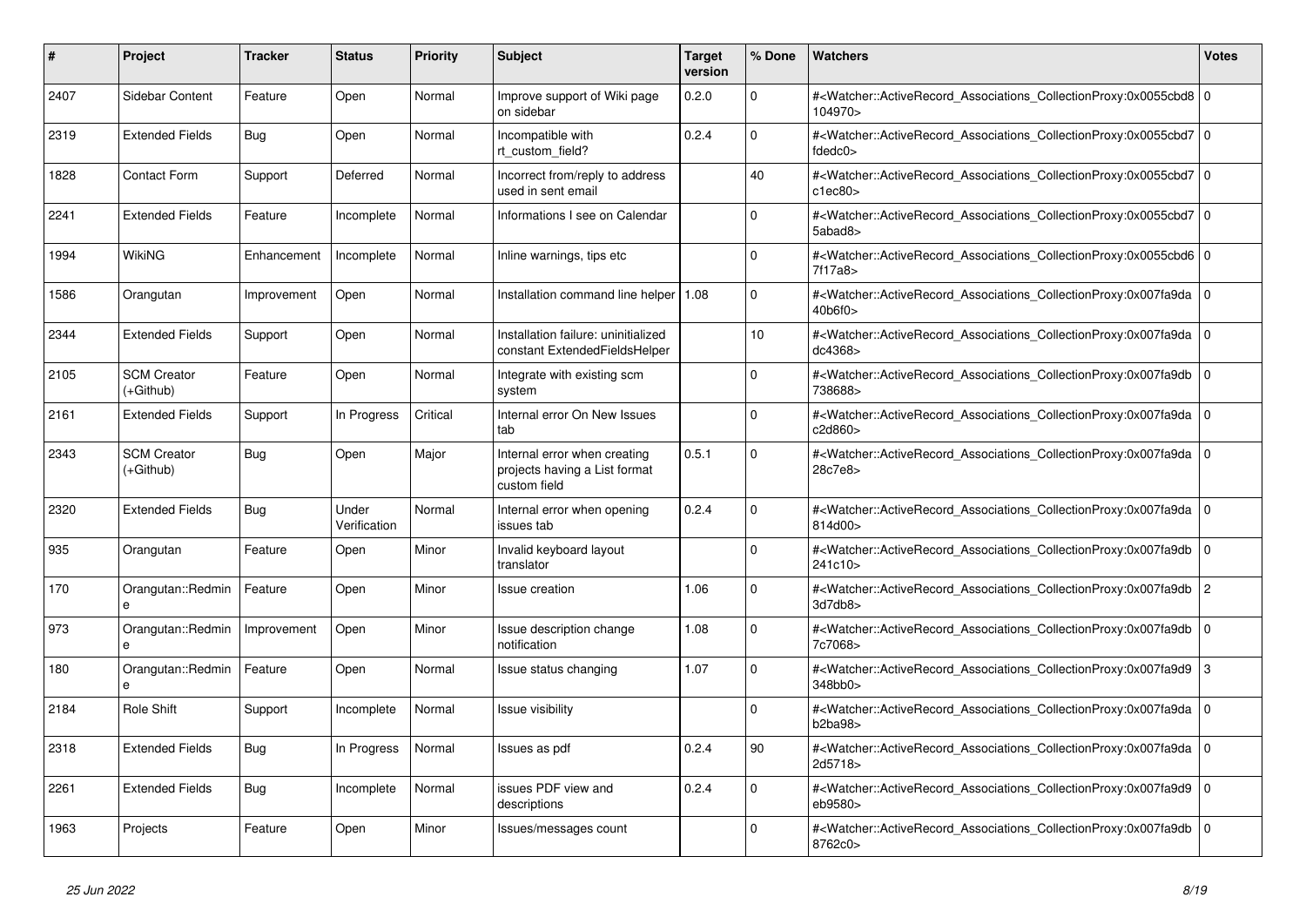| # | Project | Tracker | Status | Priority | Subject | Target version | % Done | Watchers | Votes |
|---|---|---|---|---|---|---|---|---|---|
| 2407 | Sidebar Content | Feature | Open | Normal | Improve support of Wiki page on sidebar | 0.2.0 | 0 | #<Watcher::ActiveRecord_Associations_CollectionProxy:0x0055cbd8104970> | 0 |
| 2319 | Extended Fields | Bug | Open | Normal | Incompatible with rt_custom_field? | 0.2.4 | 0 | #<Watcher::ActiveRecord_Associations_CollectionProxy:0x0055cbd7fdedc0> | 0 |
| 1828 | Contact Form | Support | Deferred | Normal | Incorrect from/reply to address used in sent email | | 40 | #<Watcher::ActiveRecord_Associations_CollectionProxy:0x0055cbd7c1ec80> | 0 |
| 2241 | Extended Fields | Feature | Incomplete | Normal | Informations I see on Calendar | | 0 | #<Watcher::ActiveRecord_Associations_CollectionProxy:0x0055cbd75abad8> | 0 |
| 1994 | WikiNG | Enhancement | Incomplete | Normal | Inline warnings, tips etc | | 0 | #<Watcher::ActiveRecord_Associations_CollectionProxy:0x0055cbd67f17a8> | 0 |
| 1586 | Orangutan | Improvement | Open | Normal | Installation command line helper | 1.08 | 0 | #<Watcher::ActiveRecord_Associations_CollectionProxy:0x007fa9da40b6f0> | 0 |
| 2344 | Extended Fields | Support | Open | Normal | Installation failure: uninitialized constant ExtendedFieldsHelper | | 10 | #<Watcher::ActiveRecord_Associations_CollectionProxy:0x007fa9dadc4368> | 0 |
| 2105 | SCM Creator (+Github) | Feature | Open | Normal | Integrate with existing scm system | | 0 | #<Watcher::ActiveRecord_Associations_CollectionProxy:0x007fa9db738688> | 0 |
| 2161 | Extended Fields | Support | In Progress | Critical | Internal error On New Issues tab | | 0 | #<Watcher::ActiveRecord_Associations_CollectionProxy:0x007fa9dac2d860> | 0 |
| 2343 | SCM Creator (+Github) | Bug | Open | Major | Internal error when creating projects having a List format custom field | 0.5.1 | 0 | #<Watcher::ActiveRecord_Associations_CollectionProxy:0x007fa9da28c7e8> | 0 |
| 2320 | Extended Fields | Bug | Under Verification | Normal | Internal error when opening issues tab | 0.2.4 | 0 | #<Watcher::ActiveRecord_Associations_CollectionProxy:0x007fa9da814d00> | 0 |
| 935 | Orangutan | Feature | Open | Minor | Invalid keyboard layout translator | | 0 | #<Watcher::ActiveRecord_Associations_CollectionProxy:0x007fa9db241c10> | 0 |
| 170 | Orangutan::Redmine | Feature | Open | Minor | Issue creation | 1.06 | 0 | #<Watcher::ActiveRecord_Associations_CollectionProxy:0x007fa9db3d7db8> | 2 |
| 973 | Orangutan::Redmine | Improvement | Open | Minor | Issue description change notification | 1.08 | 0 | #<Watcher::ActiveRecord_Associations_CollectionProxy:0x007fa9db7c7068> | 0 |
| 180 | Orangutan::Redmine | Feature | Open | Normal | Issue status changing | 1.07 | 0 | #<Watcher::ActiveRecord_Associations_CollectionProxy:0x007fa9d9348bb0> | 3 |
| 2184 | Role Shift | Support | Incomplete | Normal | Issue visibility | | 0 | #<Watcher::ActiveRecord_Associations_CollectionProxy:0x007fa9dab2ba98> | 0 |
| 2318 | Extended Fields | Bug | In Progress | Normal | Issues as pdf | 0.2.4 | 90 | #<Watcher::ActiveRecord_Associations_CollectionProxy:0x007fa9da2d5718> | 0 |
| 2261 | Extended Fields | Bug | Incomplete | Normal | issues PDF view and descriptions | 0.2.4 | 0 | #<Watcher::ActiveRecord_Associations_CollectionProxy:0x007fa9d9eb9580> | 0 |
| 1963 | Projects | Feature | Open | Minor | Issues/messages count | | 0 | #<Watcher::ActiveRecord_Associations_CollectionProxy:0x007fa9db8762c0> | 0 |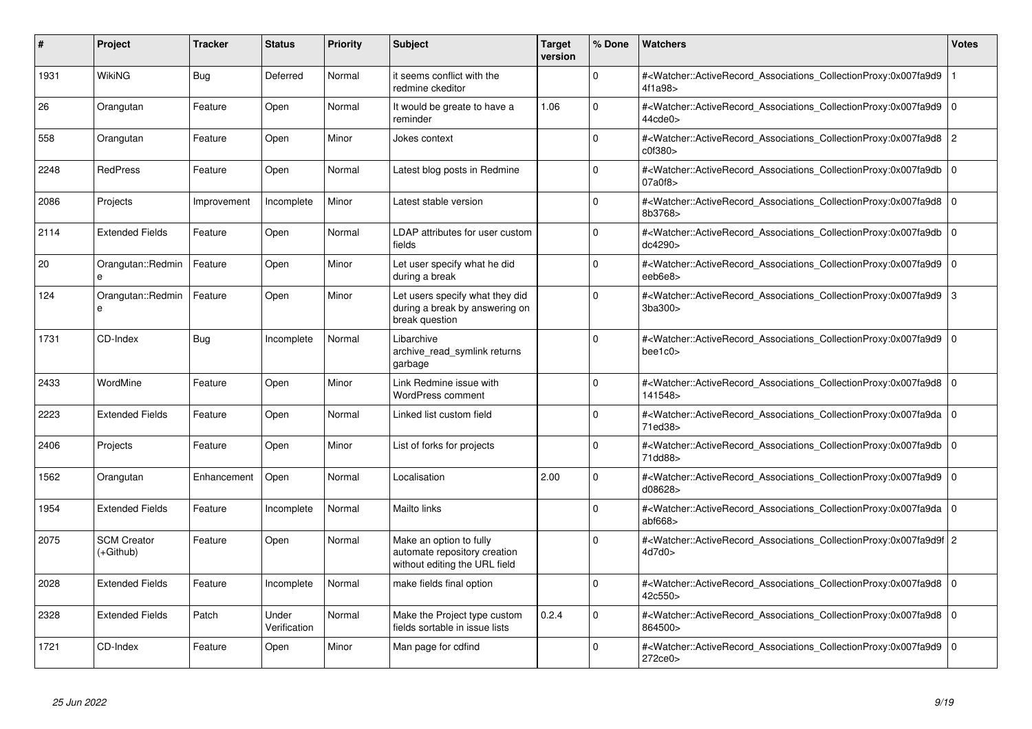| # | Project | Tracker | Status | Priority | Subject | Target version | % Done | Watchers | Votes |
|---|---|---|---|---|---|---|---|---|---|
| 1931 | WikiNG | Bug | Deferred | Normal | it seems conflict with the redmine ckeditor | | 0 | #<Watcher::ActiveRecord_Associations_CollectionProxy:0x007fa9d94f1a98> | 1 |
| 26 | Orangutan | Feature | Open | Normal | It would be greate to have a reminder | 1.06 | 0 | #<Watcher::ActiveRecord_Associations_CollectionProxy:0x007fa9d944cde0> | 0 |
| 558 | Orangutan | Feature | Open | Minor | Jokes context | | 0 | #<Watcher::ActiveRecord_Associations_CollectionProxy:0x007fa9d8c0f380> | 2 |
| 2248 | RedPress | Feature | Open | Normal | Latest blog posts in Redmine | | 0 | #<Watcher::ActiveRecord_Associations_CollectionProxy:0x007fa9db07a0f8> | 0 |
| 2086 | Projects | Improvement | Incomplete | Minor | Latest stable version | | 0 | #<Watcher::ActiveRecord_Associations_CollectionProxy:0x007fa9d88b3768> | 0 |
| 2114 | Extended Fields | Feature | Open | Normal | LDAP attributes for user custom fields | | 0 | #<Watcher::ActiveRecord_Associations_CollectionProxy:0x007fa9dbdc4290> | 0 |
| 20 | Orangutan::Redmine | Feature | Open | Minor | Let user specify what he did during a break | | 0 | #<Watcher::ActiveRecord_Associations_CollectionProxy:0x007fa9d9eeb6e8> | 0 |
| 124 | Orangutan::Redmine | Feature | Open | Minor | Let users specify what they did during a break by answering on break question | | 0 | #<Watcher::ActiveRecord_Associations_CollectionProxy:0x007fa9d93ba300> | 3 |
| 1731 | CD-Index | Bug | Incomplete | Normal | Libarchive archive_read_symlink returns garbage | | 0 | #<Watcher::ActiveRecord_Associations_CollectionProxy:0x007fa9d9bee1c0> | 0 |
| 2433 | WordMine | Feature | Open | Minor | Link Redmine issue with WordPress comment | | 0 | #<Watcher::ActiveRecord_Associations_CollectionProxy:0x007fa9d8141548> | 0 |
| 2223 | Extended Fields | Feature | Open | Normal | Linked list custom field | | 0 | #<Watcher::ActiveRecord_Associations_CollectionProxy:0x007fa9da71ed38> | 0 |
| 2406 | Projects | Feature | Open | Minor | List of forks for projects | | 0 | #<Watcher::ActiveRecord_Associations_CollectionProxy:0x007fa9db71dd88> | 0 |
| 1562 | Orangutan | Enhancement | Open | Normal | Localisation | 2.00 | 0 | #<Watcher::ActiveRecord_Associations_CollectionProxy:0x007fa9d9d08628> | 0 |
| 1954 | Extended Fields | Feature | Incomplete | Normal | Mailto links | | 0 | #<Watcher::ActiveRecord_Associations_CollectionProxy:0x007fa9daabf668> | 0 |
| 2075 | SCM Creator (+Github) | Feature | Open | Normal | Make an option to fully automate repository creation without editing the URL field | | 0 | #<Watcher::ActiveRecord_Associations_CollectionProxy:0x007fa9d9f4d7d0> | 2 |
| 2028 | Extended Fields | Feature | Incomplete | Normal | make fields final option | | 0 | #<Watcher::ActiveRecord_Associations_CollectionProxy:0x007fa9d842c550> | 0 |
| 2328 | Extended Fields | Patch | Under Verification | Normal | Make the Project type custom fields sortable in issue lists | 0.2.4 | 0 | #<Watcher::ActiveRecord_Associations_CollectionProxy:0x007fa9d8864500> | 0 |
| 1721 | CD-Index | Feature | Open | Minor | Man page for cdfind | | 0 | #<Watcher::ActiveRecord_Associations_CollectionProxy:0x007fa9d9272ce0> | 0 |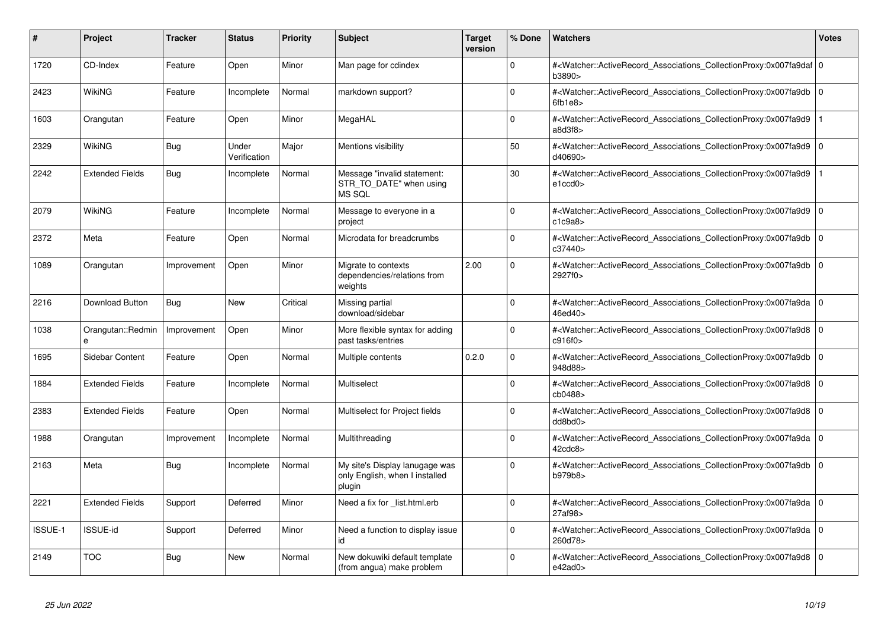| # | Project | Tracker | Status | Priority | Subject | Target version | % Done | Watchers | Votes |
|---|---|---|---|---|---|---|---|---|---|
| 1720 | CD-Index | Feature | Open | Minor | Man page for cdindex | | 0 | #<Watcher::ActiveRecord_Associations_CollectionProxy:0x007fa9dafb3890> | 0 |
| 2423 | WikiNG | Feature | Incomplete | Normal | markdown support? | | 0 | #<Watcher::ActiveRecord_Associations_CollectionProxy:0x007fa9db6fb1e8> | 0 |
| 1603 | Orangutan | Feature | Open | Minor | MegaHAL | | 0 | #<Watcher::ActiveRecord_Associations_CollectionProxy:0x007fa9d9a8d3f8> | 1 |
| 2329 | WikiNG | Bug | Under Verification | Major | Mentions visibility | | 50 | #<Watcher::ActiveRecord_Associations_CollectionProxy:0x007fa9d9d40690> | 0 |
| 2242 | Extended Fields | Bug | Incomplete | Normal | Message "invalid statement: STR_TO_DATE" when using MS SQL | | 30 | #<Watcher::ActiveRecord_Associations_CollectionProxy:0x007fa9d9e1ccd0> | 1 |
| 2079 | WikiNG | Feature | Incomplete | Normal | Message to everyone in a project | | 0 | #<Watcher::ActiveRecord_Associations_CollectionProxy:0x007fa9d9c1c9a8> | 0 |
| 2372 | Meta | Feature | Open | Normal | Microdata for breadcrumbs | | 0 | #<Watcher::ActiveRecord_Associations_CollectionProxy:0x007fa9dbc37440> | 0 |
| 1089 | Orangutan | Improvement | Open | Minor | Migrate to contexts dependencies/relations from weights | 2.00 | 0 | #<Watcher::ActiveRecord_Associations_CollectionProxy:0x007fa9db2927f0> | 0 |
| 2216 | Download Button | Bug | New | Critical | Missing partial download/sidebar | | 0 | #<Watcher::ActiveRecord_Associations_CollectionProxy:0x007fa9da46ed40> | 0 |
| 1038 | Orangutan::Redmine | Improvement | Open | Minor | More flexible syntax for adding past tasks/entries | | 0 | #<Watcher::ActiveRecord_Associations_CollectionProxy:0x007fa9d8c916f0> | 0 |
| 1695 | Sidebar Content | Feature | Open | Normal | Multiple contents | 0.2.0 | 0 | #<Watcher::ActiveRecord_Associations_CollectionProxy:0x007fa9db948d88> | 0 |
| 1884 | Extended Fields | Feature | Incomplete | Normal | Multiselect | | 0 | #<Watcher::ActiveRecord_Associations_CollectionProxy:0x007fa9d8cb0488> | 0 |
| 2383 | Extended Fields | Feature | Open | Normal | Multiselect for Project fields | | 0 | #<Watcher::ActiveRecord_Associations_CollectionProxy:0x007fa9d8dd8bd0> | 0 |
| 1988 | Orangutan | Improvement | Incomplete | Normal | Multithreading | | 0 | #<Watcher::ActiveRecord_Associations_CollectionProxy:0x007fa9da42cdc8> | 0 |
| 2163 | Meta | Bug | Incomplete | Normal | My site's Display lanugage was only English, when I installed plugin | | 0 | #<Watcher::ActiveRecord_Associations_CollectionProxy:0x007fa9dbb979b8> | 0 |
| 2221 | Extended Fields | Support | Deferred | Minor | Need a fix for _list.html.erb | | 0 | #<Watcher::ActiveRecord_Associations_CollectionProxy:0x007fa9da27af98> | 0 |
| ISSUE-1 | ISSUE-id | Support | Deferred | Minor | Need a function to display issue id | | 0 | #<Watcher::ActiveRecord_Associations_CollectionProxy:0x007fa9da260d78> | 0 |
| 2149 | TOC | Bug | New | Normal | New dokuwiki default template (from angua) make problem | | 0 | #<Watcher::ActiveRecord_Associations_CollectionProxy:0x007fa9d8e42ad0> | 0 |

*25 Jun 2022*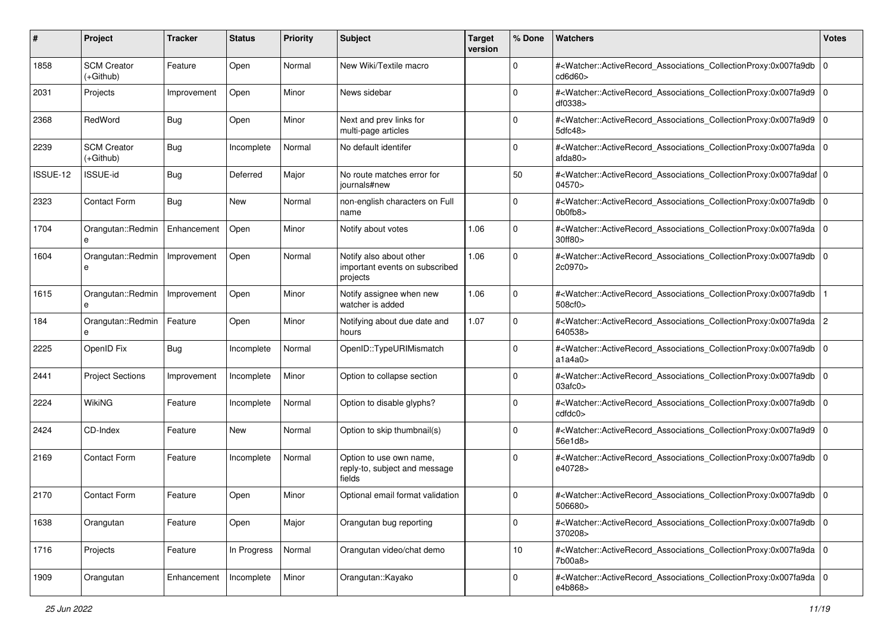| # | Project | Tracker | Status | Priority | Subject | Target version | % Done | Watchers | Votes |
|---|---|---|---|---|---|---|---|---|---|
| 1858 | SCM Creator (+Github) | Feature | Open | Normal | New Wiki/Textile macro | | 0 | #<Watcher::ActiveRecord_Associations_CollectionProxy:0x007fa9dbcd6d60> | 0 |
| 2031 | Projects | Improvement | Open | Minor | News sidebar | | 0 | #<Watcher::ActiveRecord_Associations_CollectionProxy:0x007fa9d9df0338> | 0 |
| 2368 | RedWord | Bug | Open | Minor | Next and prev links for multi-page articles | | 0 | #<Watcher::ActiveRecord_Associations_CollectionProxy:0x007fa9d95dfc48> | 0 |
| 2239 | SCM Creator (+Github) | Bug | Incomplete | Normal | No default identifer | | 0 | #<Watcher::ActiveRecord_Associations_CollectionProxy:0x007fa9daafda80> | 0 |
| ISSUE-12 | ISSUE-id | Bug | Deferred | Major | No route matches error for journals#new | | 50 | #<Watcher::ActiveRecord_Associations_CollectionProxy:0x007fa9daf04570> | 0 |
| 2323 | Contact Form | Bug | New | Normal | non-english characters on Full name | | 0 | #<Watcher::ActiveRecord_Associations_CollectionProxy:0x007fa9db0b0fb8> | 0 |
| 1704 | Orangutan::Redmine | Enhancement | Open | Minor | Notify about votes | 1.06 | 0 | #<Watcher::ActiveRecord_Associations_CollectionProxy:0x007fa9da30ff80> | 0 |
| 1604 | Orangutan::Redmine | Improvement | Open | Normal | Notify also about other important events on subscribed projects | 1.06 | 0 | #<Watcher::ActiveRecord_Associations_CollectionProxy:0x007fa9db2c0970> | 0 |
| 1615 | Orangutan::Redmine | Improvement | Open | Minor | Notify assignee when new watcher is added | 1.06 | 0 | #<Watcher::ActiveRecord_Associations_CollectionProxy:0x007fa9db508cf0> | 1 |
| 184 | Orangutan::Redmine | Feature | Open | Minor | Notifying about due date and hours | 1.07 | 0 | #<Watcher::ActiveRecord_Associations_CollectionProxy:0x007fa9da640538> | 2 |
| 2225 | OpenID Fix | Bug | Incomplete | Normal | OpenID::TypeURIMismatch | | 0 | #<Watcher::ActiveRecord_Associations_CollectionProxy:0x007fa9dba1a4a0> | 0 |
| 2441 | Project Sections | Improvement | Incomplete | Minor | Option to collapse section | | 0 | #<Watcher::ActiveRecord_Associations_CollectionProxy:0x007fa9db03afc0> | 0 |
| 2224 | WikiNG | Feature | Incomplete | Normal | Option to disable glyphs? | | 0 | #<Watcher::ActiveRecord_Associations_CollectionProxy:0x007fa9dbcdfdc0> | 0 |
| 2424 | CD-Index | Feature | New | Normal | Option to skip thumbnail(s) | | 0 | #<Watcher::ActiveRecord_Associations_CollectionProxy:0x007fa9d956e1d8> | 0 |
| 2169 | Contact Form | Feature | Incomplete | Normal | Option to use own name, reply-to, subject and message fields | | 0 | #<Watcher::ActiveRecord_Associations_CollectionProxy:0x007fa9dbe40728> | 0 |
| 2170 | Contact Form | Feature | Open | Minor | Optional email format validation | | 0 | #<Watcher::ActiveRecord_Associations_CollectionProxy:0x007fa9db506680> | 0 |
| 1638 | Orangutan | Feature | Open | Major | Orangutan bug reporting | | 0 | #<Watcher::ActiveRecord_Associations_CollectionProxy:0x007fa9db370208> | 0 |
| 1716 | Projects | Feature | In Progress | Normal | Orangutan video/chat demo | | 10 | #<Watcher::ActiveRecord_Associations_CollectionProxy:0x007fa9da7b00a8> | 0 |
| 1909 | Orangutan | Enhancement | Incomplete | Minor | Orangutan::Kayako | | 0 | #<Watcher::ActiveRecord_Associations_CollectionProxy:0x007fa9dae4b868> | 0 |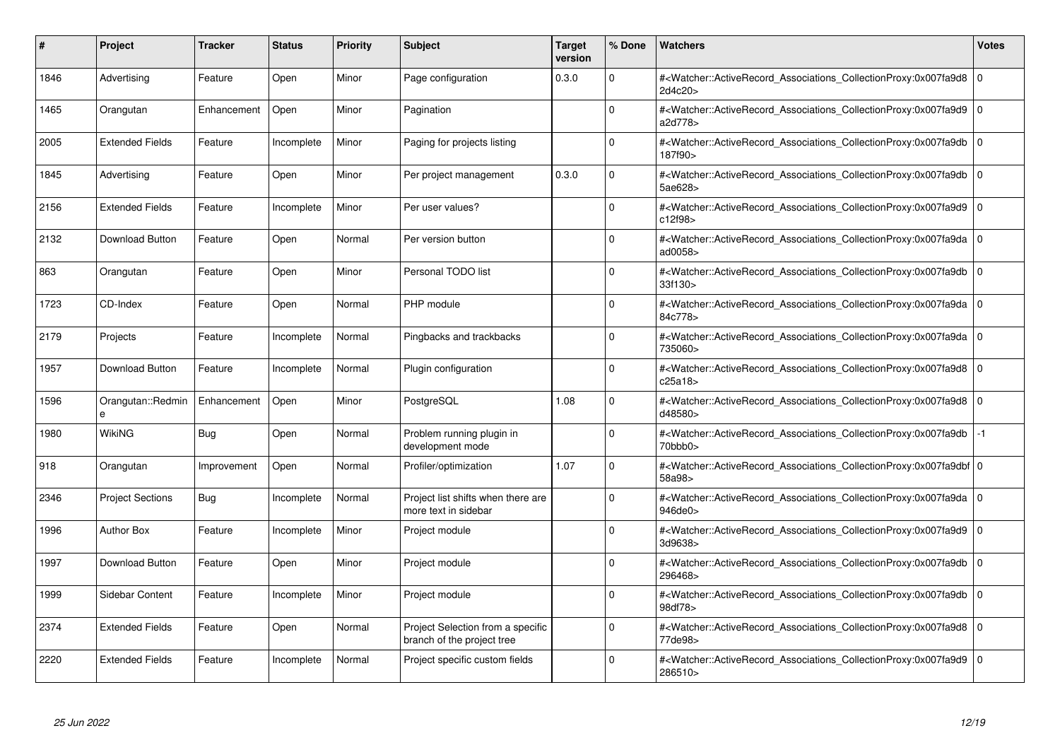| # | Project | Tracker | Status | Priority | Subject | Target version | % Done | Watchers | Votes |
|---|---|---|---|---|---|---|---|---|---|
| 1846 | Advertising | Feature | Open | Minor | Page configuration | 0.3.0 | 0 | #<Watcher::ActiveRecord_Associations_CollectionProxy:0x007fa9d82d4c20> | 0 |
| 1465 | Orangutan | Enhancement | Open | Minor | Pagination | | 0 | #<Watcher::ActiveRecord_Associations_CollectionProxy:0x007fa9d9a2d778> | 0 |
| 2005 | Extended Fields | Feature | Incomplete | Minor | Paging for projects listing | | 0 | #<Watcher::ActiveRecord_Associations_CollectionProxy:0x007fa9db187f90> | 0 |
| 1845 | Advertising | Feature | Open | Minor | Per project management | 0.3.0 | 0 | #<Watcher::ActiveRecord_Associations_CollectionProxy:0x007fa9db5ae628> | 0 |
| 2156 | Extended Fields | Feature | Incomplete | Minor | Per user values? | | 0 | #<Watcher::ActiveRecord_Associations_CollectionProxy:0x007fa9d9c12f98> | 0 |
| 2132 | Download Button | Feature | Open | Normal | Per version button | | 0 | #<Watcher::ActiveRecord_Associations_CollectionProxy:0x007fa9daad0058> | 0 |
| 863 | Orangutan | Feature | Open | Minor | Personal TODO list | | 0 | #<Watcher::ActiveRecord_Associations_CollectionProxy:0x007fa9db33f130> | 0 |
| 1723 | CD-Index | Feature | Open | Normal | PHP module | | 0 | #<Watcher::ActiveRecord_Associations_CollectionProxy:0x007fa9da84c778> | 0 |
| 2179 | Projects | Feature | Incomplete | Normal | Pingbacks and trackbacks | | 0 | #<Watcher::ActiveRecord_Associations_CollectionProxy:0x007fa9da735060> | 0 |
| 1957 | Download Button | Feature | Incomplete | Normal | Plugin configuration | | 0 | #<Watcher::ActiveRecord_Associations_CollectionProxy:0x007fa9d8c25a18> | 0 |
| 1596 | Orangutan::Redmine | Enhancement | Open | Minor | PostgreSQL | 1.08 | 0 | #<Watcher::ActiveRecord_Associations_CollectionProxy:0x007fa9d8d48580> | 0 |
| 1980 | WikiNG | Bug | Open | Normal | Problem running plugin in development mode | | 0 | #<Watcher::ActiveRecord_Associations_CollectionProxy:0x007fa9db70bbb0> | -1 |
| 918 | Orangutan | Improvement | Open | Normal | Profiler/optimization | 1.07 | 0 | #<Watcher::ActiveRecord_Associations_CollectionProxy:0x007fa9dbf58a98> | 0 |
| 2346 | Project Sections | Bug | Incomplete | Normal | Project list shifts when there are more text in sidebar | | 0 | #<Watcher::ActiveRecord_Associations_CollectionProxy:0x007fa9da946de0> | 0 |
| 1996 | Author Box | Feature | Incomplete | Minor | Project module | | 0 | #<Watcher::ActiveRecord_Associations_CollectionProxy:0x007fa9d93d9638> | 0 |
| 1997 | Download Button | Feature | Open | Minor | Project module | | 0 | #<Watcher::ActiveRecord_Associations_CollectionProxy:0x007fa9db296468> | 0 |
| 1999 | Sidebar Content | Feature | Incomplete | Minor | Project module | | 0 | #<Watcher::ActiveRecord_Associations_CollectionProxy:0x007fa9db98df78> | 0 |
| 2374 | Extended Fields | Feature | Open | Normal | Project Selection from a specific branch of the project tree | | 0 | #<Watcher::ActiveRecord_Associations_CollectionProxy:0x007fa9d877de98> | 0 |
| 2220 | Extended Fields | Feature | Incomplete | Normal | Project specific custom fields | | 0 | #<Watcher::ActiveRecord_Associations_CollectionProxy:0x007fa9d9286510> | 0 |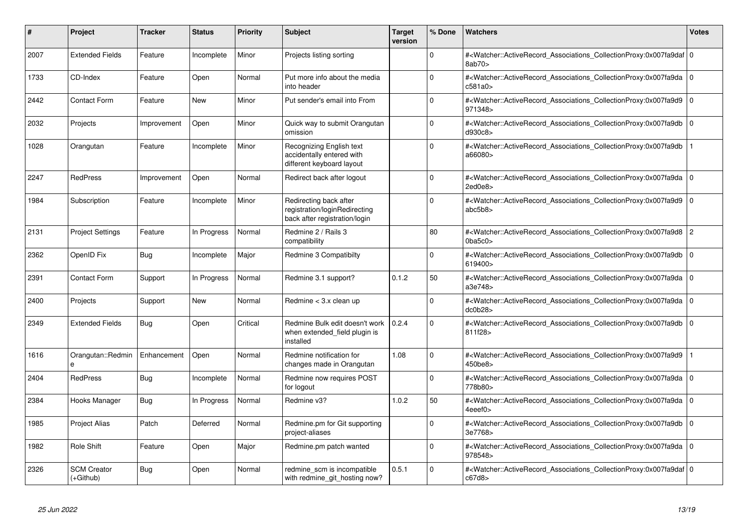| # | Project | Tracker | Status | Priority | Subject | Target version | % Done | Watchers | Votes |
|---|---|---|---|---|---|---|---|---|---|
| 2007 | Extended Fields | Feature | Incomplete | Minor | Projects listing sorting | | 0 | #<Watcher::ActiveRecord_Associations_CollectionProxy:0x007fa9daf8ab70> | 0 |
| 1733 | CD-Index | Feature | Open | Normal | Put more info about the media into header | | 0 | #<Watcher::ActiveRecord_Associations_CollectionProxy:0x007fa9dac581a0> | 0 |
| 2442 | Contact Form | Feature | New | Minor | Put sender's email into From | | 0 | #<Watcher::ActiveRecord_Associations_CollectionProxy:0x007fa9d9971348> | 0 |
| 2032 | Projects | Improvement | Open | Minor | Quick way to submit Orangutan omission | | 0 | #<Watcher::ActiveRecord_Associations_CollectionProxy:0x007fa9dbd930c8> | 0 |
| 1028 | Orangutan | Feature | Incomplete | Minor | Recognizing English text accidentally entered with different keyboard layout | | 0 | #<Watcher::ActiveRecord_Associations_CollectionProxy:0x007fa9dba66080> | 1 |
| 2247 | RedPress | Improvement | Open | Normal | Redirect back after logout | | 0 | #<Watcher::ActiveRecord_Associations_CollectionProxy:0x007fa9da2ed0e8> | 0 |
| 1984 | Subscription | Feature | Incomplete | Minor | Redirecting back after registration/loginRedirecting back after registration/login | | 0 | #<Watcher::ActiveRecord_Associations_CollectionProxy:0x007fa9d9abc5b8> | 0 |
| 2131 | Project Settings | Feature | In Progress | Normal | Redmine 2 / Rails 3 compatibility | | 80 | #<Watcher::ActiveRecord_Associations_CollectionProxy:0x007fa9d80ba5c0> | 2 |
| 2362 | OpenID Fix | Bug | Incomplete | Major | Redmine 3 Compatibilty | | 0 | #<Watcher::ActiveRecord_Associations_CollectionProxy:0x007fa9db619400> | 0 |
| 2391 | Contact Form | Support | In Progress | Normal | Redmine 3.1 support? | 0.1.2 | 50 | #<Watcher::ActiveRecord_Associations_CollectionProxy:0x007fa9daa3e748> | 0 |
| 2400 | Projects | Support | New | Normal | Redmine < 3.x clean up | | 0 | #<Watcher::ActiveRecord_Associations_CollectionProxy:0x007fa9dadc0b28> | 0 |
| 2349 | Extended Fields | Bug | Open | Critical | Redmine Bulk edit doesn't work when extended_field plugin is installed | 0.2.4 | 0 | #<Watcher::ActiveRecord_Associations_CollectionProxy:0x007fa9db811f28> | 0 |
| 1616 | Orangutan::Redmine | Enhancement | Open | Normal | Redmine notification for changes made in Orangutan | 1.08 | 0 | #<Watcher::ActiveRecord_Associations_CollectionProxy:0x007fa9d9450be8> | 1 |
| 2404 | RedPress | Bug | Incomplete | Normal | Redmine now requires POST for logout | | 0 | #<Watcher::ActiveRecord_Associations_CollectionProxy:0x007fa9da778b80> | 0 |
| 2384 | Hooks Manager | Bug | In Progress | Normal | Redmine v3? | 1.0.2 | 50 | #<Watcher::ActiveRecord_Associations_CollectionProxy:0x007fa9da4eeef0> | 0 |
| 1985 | Project Alias | Patch | Deferred | Normal | Redmine.pm for Git supporting project-aliases | | 0 | #<Watcher::ActiveRecord_Associations_CollectionProxy:0x007fa9db3e7768> | 0 |
| 1982 | Role Shift | Feature | Open | Major | Redmine.pm patch wanted | | 0 | #<Watcher::ActiveRecord_Associations_CollectionProxy:0x007fa9da978548> | 0 |
| 2326 | SCM Creator (+Github) | Bug | Open | Normal | redmine_scm is incompatible with redmine_git_hosting now? | 0.5.1 | 0 | #<Watcher::ActiveRecord_Associations_CollectionProxy:0x007fa9dafc67d8> | 0 |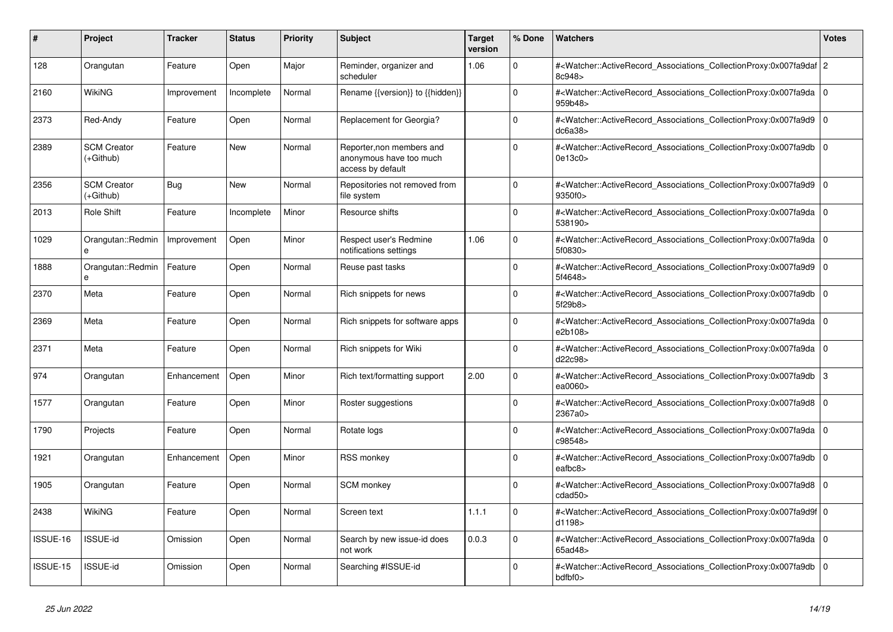| # | Project | Tracker | Status | Priority | Subject | Target version | % Done | Watchers | Votes |
|---|---|---|---|---|---|---|---|---|---|
| 128 | Orangutan | Feature | Open | Major | Reminder, organizer and scheduler | 1.06 | 0 | #<Watcher::ActiveRecord_Associations_CollectionProxy:0x007fa9daf8c948> | 2 |
| 2160 | WikiNG | Improvement | Incomplete | Normal | Rename {{version}} to {{hidden}} | | 0 | #<Watcher::ActiveRecord_Associations_CollectionProxy:0x007fa9da959b48> | 0 |
| 2373 | Red-Andy | Feature | Open | Normal | Replacement for Georgia? | | 0 | #<Watcher::ActiveRecord_Associations_CollectionProxy:0x007fa9d9dc6a38> | 0 |
| 2389 | SCM Creator (+Github) | Feature | New | Normal | Reporter,non members and anonymous have too much access by default | | 0 | #<Watcher::ActiveRecord_Associations_CollectionProxy:0x007fa9db0e13c0> | 0 |
| 2356 | SCM Creator (+Github) | Bug | New | Normal | Repositories not removed from file system | | 0 | #<Watcher::ActiveRecord_Associations_CollectionProxy:0x007fa9d99350f0> | 0 |
| 2013 | Role Shift | Feature | Incomplete | Minor | Resource shifts | | 0 | #<Watcher::ActiveRecord_Associations_CollectionProxy:0x007fa9da538190> | 0 |
| 1029 | Orangutan::Redmine | Improvement | Open | Minor | Respect user's Redmine notifications settings | 1.06 | 0 | #<Watcher::ActiveRecord_Associations_CollectionProxy:0x007fa9da5f0830> | 0 |
| 1888 | Orangutan::Redmine | Feature | Open | Normal | Reuse past tasks | | 0 | #<Watcher::ActiveRecord_Associations_CollectionProxy:0x007fa9d95f4648> | 0 |
| 2370 | Meta | Feature | Open | Normal | Rich snippets for news | | 0 | #<Watcher::ActiveRecord_Associations_CollectionProxy:0x007fa9db5f29b8> | 0 |
| 2369 | Meta | Feature | Open | Normal | Rich snippets for software apps | | 0 | #<Watcher::ActiveRecord_Associations_CollectionProxy:0x007fa9dae2b108> | 0 |
| 2371 | Meta | Feature | Open | Normal | Rich snippets for Wiki | | 0 | #<Watcher::ActiveRecord_Associations_CollectionProxy:0x007fa9dad22c98> | 0 |
| 974 | Orangutan | Enhancement | Open | Minor | Rich text/formatting support | 2.00 | 0 | #<Watcher::ActiveRecord_Associations_CollectionProxy:0x007fa9dbea0060> | 3 |
| 1577 | Orangutan | Feature | Open | Minor | Roster suggestions | | 0 | #<Watcher::ActiveRecord_Associations_CollectionProxy:0x007fa9d82367a0> | 0 |
| 1790 | Projects | Feature | Open | Normal | Rotate logs | | 0 | #<Watcher::ActiveRecord_Associations_CollectionProxy:0x007fa9dac98548> | 0 |
| 1921 | Orangutan | Enhancement | Open | Minor | RSS monkey | | 0 | #<Watcher::ActiveRecord_Associations_CollectionProxy:0x007fa9dbeafbc8> | 0 |
| 1905 | Orangutan | Feature | Open | Normal | SCM monkey | | 0 | #<Watcher::ActiveRecord_Associations_CollectionProxy:0x007fa9d8cdad50> | 0 |
| 2438 | WikiNG | Feature | Open | Normal | Screen text | 1.1.1 | 0 | #<Watcher::ActiveRecord_Associations_CollectionProxy:0x007fa9d9fd1198> | 0 |
| ISSUE-16 | ISSUE-id | Omission | Open | Normal | Search by new issue-id does not work | 0.0.3 | 0 | #<Watcher::ActiveRecord_Associations_CollectionProxy:0x007fa9da65ad48> | 0 |
| ISSUE-15 | ISSUE-id | Omission | Open | Normal | Searching #ISSUE-id | | 0 | #<Watcher::ActiveRecord_Associations_CollectionProxy:0x007fa9dbbdfbf0> | 0 |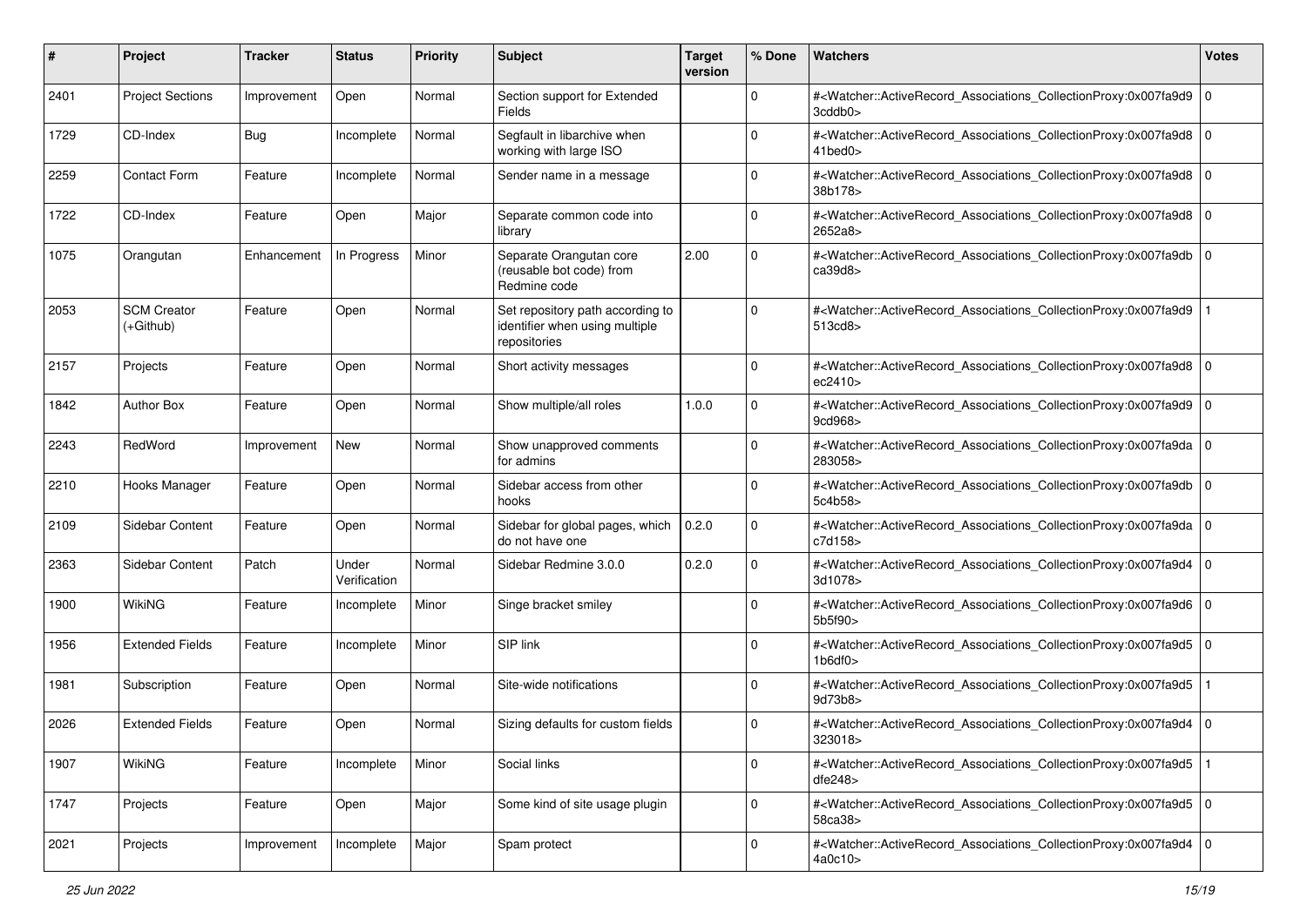| # | Project | Tracker | Status | Priority | Subject | Target version | % Done | Watchers | Votes |
|---|---|---|---|---|---|---|---|---|---|
| 2401 | Project Sections | Improvement | Open | Normal | Section support for Extended Fields | | 0 | #<Watcher::ActiveRecord_Associations_CollectionProxy:0x007fa9d93cddb0> | 0 |
| 1729 | CD-Index | Bug | Incomplete | Normal | Segfault in libarchive when working with large ISO | | 0 | #<Watcher::ActiveRecord_Associations_CollectionProxy:0x007fa9d841bed0> | 0 |
| 2259 | Contact Form | Feature | Incomplete | Normal | Sender name in a message | | 0 | #<Watcher::ActiveRecord_Associations_CollectionProxy:0x007fa9d838b178> | 0 |
| 1722 | CD-Index | Feature | Open | Major | Separate common code into library | | 0 | #<Watcher::ActiveRecord_Associations_CollectionProxy:0x007fa9d82652a8> | 0 |
| 1075 | Orangutan | Enhancement | In Progress | Minor | Separate Orangutan core (reusable bot code) from Redmine code | 2.00 | 0 | #<Watcher::ActiveRecord_Associations_CollectionProxy:0x007fa9dbca39d8> | 0 |
| 2053 | SCM Creator (+Github) | Feature | Open | Normal | Set repository path according to identifier when using multiple repositories | | 0 | #<Watcher::ActiveRecord_Associations_CollectionProxy:0x007fa9d9513cd8> | 1 |
| 2157 | Projects | Feature | Open | Normal | Short activity messages | | 0 | #<Watcher::ActiveRecord_Associations_CollectionProxy:0x007fa9d8ec2410> | 0 |
| 1842 | Author Box | Feature | Open | Normal | Show multiple/all roles | 1.0.0 | 0 | #<Watcher::ActiveRecord_Associations_CollectionProxy:0x007fa9d99cd968> | 0 |
| 2243 | RedWord | Improvement | New | Normal | Show unapproved comments for admins | | 0 | #<Watcher::ActiveRecord_Associations_CollectionProxy:0x007fa9da283058> | 0 |
| 2210 | Hooks Manager | Feature | Open | Normal | Sidebar access from other hooks | | 0 | #<Watcher::ActiveRecord_Associations_CollectionProxy:0x007fa9db5c4b58> | 0 |
| 2109 | Sidebar Content | Feature | Open | Normal | Sidebar for global pages, which do not have one | 0.2.0 | 0 | #<Watcher::ActiveRecord_Associations_CollectionProxy:0x007fa9dac7d158> | 0 |
| 2363 | Sidebar Content | Patch | Under Verification | Normal | Sidebar Redmine 3.0.0 | 0.2.0 | 0 | #<Watcher::ActiveRecord_Associations_CollectionProxy:0x007fa9d43d1078> | 0 |
| 1900 | WikiNG | Feature | Incomplete | Minor | Singe bracket smiley | | 0 | #<Watcher::ActiveRecord_Associations_CollectionProxy:0x007fa9d65b5f90> | 0 |
| 1956 | Extended Fields | Feature | Incomplete | Minor | SIP link | | 0 | #<Watcher::ActiveRecord_Associations_CollectionProxy:0x007fa9d51b6df0> | 0 |
| 1981 | Subscription | Feature | Open | Normal | Site-wide notifications | | 0 | #<Watcher::ActiveRecord_Associations_CollectionProxy:0x007fa9d59d73b8> | 1 |
| 2026 | Extended Fields | Feature | Open | Normal | Sizing defaults for custom fields | | 0 | #<Watcher::ActiveRecord_Associations_CollectionProxy:0x007fa9d4323018> | 0 |
| 1907 | WikiNG | Feature | Incomplete | Minor | Social links | | 0 | #<Watcher::ActiveRecord_Associations_CollectionProxy:0x007fa9d5dfe248> | 1 |
| 1747 | Projects | Feature | Open | Major | Some kind of site usage plugin | | 0 | #<Watcher::ActiveRecord_Associations_CollectionProxy:0x007fa9d558ca38> | 0 |
| 2021 | Projects | Improvement | Incomplete | Major | Spam protect | | 0 | #<Watcher::ActiveRecord_Associations_CollectionProxy:0x007fa9d44a0c10> | 0 |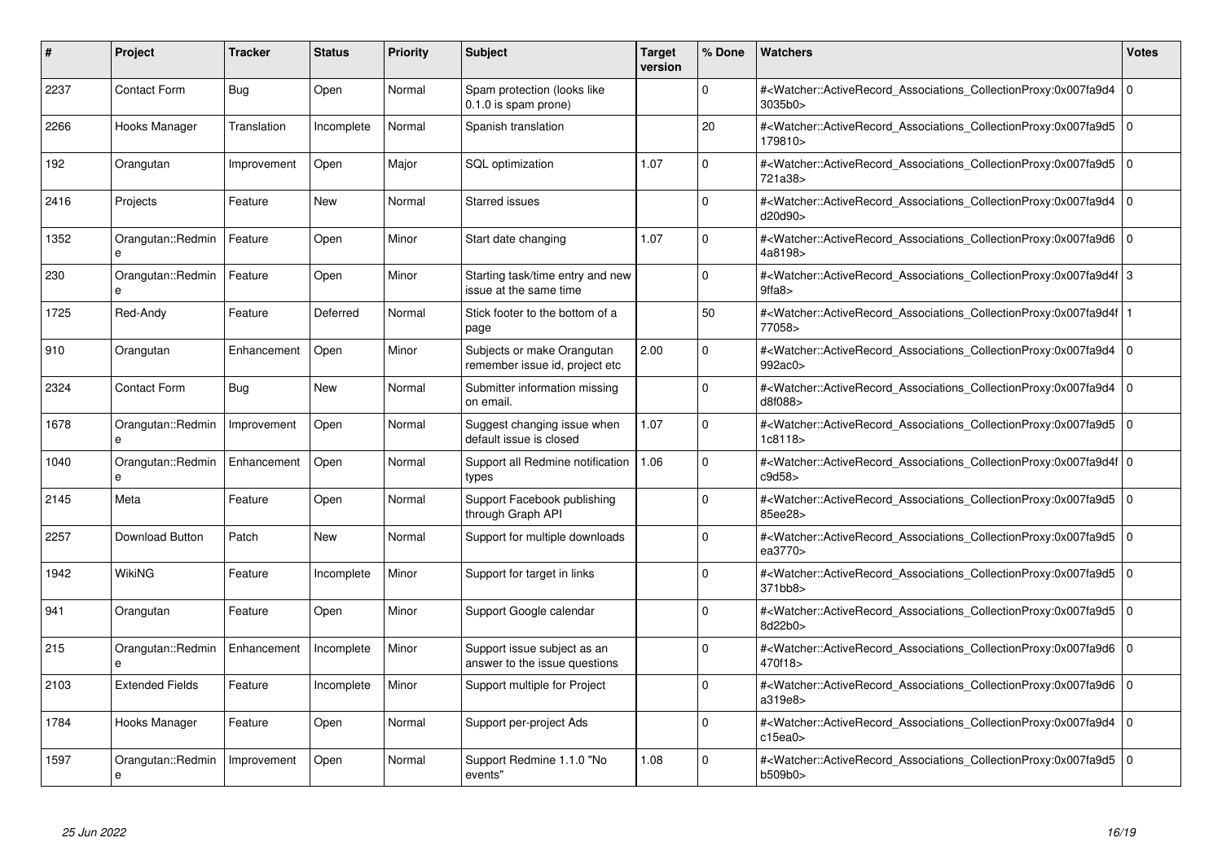| # | Project | Tracker | Status | Priority | Subject | Target version | % Done | Watchers | Votes |
|---|---|---|---|---|---|---|---|---|---|
| 2237 | Contact Form | Bug | Open | Normal | Spam protection (looks like 0.1.0 is spam prone) | | 0 | #<Watcher::ActiveRecord_Associations_CollectionProxy:0x007fa9d43035b0> | 0 |
| 2266 | Hooks Manager | Translation | Incomplete | Normal | Spanish translation | | 20 | #<Watcher::ActiveRecord_Associations_CollectionProxy:0x007fa9d5179810> | 0 |
| 192 | Orangutan | Improvement | Open | Major | SQL optimization | 1.07 | 0 | #<Watcher::ActiveRecord_Associations_CollectionProxy:0x007fa9d5721a38> | 0 |
| 2416 | Projects | Feature | New | Normal | Starred issues | | 0 | #<Watcher::ActiveRecord_Associations_CollectionProxy:0x007fa9d4d20d90> | 0 |
| 1352 | Orangutan::Redmine | Feature | Open | Minor | Start date changing | 1.07 | 0 | #<Watcher::ActiveRecord_Associations_CollectionProxy:0x007fa9d64a8198> | 0 |
| 230 | Orangutan::Redmine | Feature | Open | Minor | Starting task/time entry and new issue at the same time | | 0 | #<Watcher::ActiveRecord_Associations_CollectionProxy:0x007fa9d4f9ffa8> | 3 |
| 1725 | Red-Andy | Feature | Deferred | Normal | Stick footer to the bottom of a page | | 50 | #<Watcher::ActiveRecord_Associations_CollectionProxy:0x007fa9d4f77058> | 1 |
| 910 | Orangutan | Enhancement | Open | Minor | Subjects or make Orangutan remember issue id, project etc | 2.00 | 0 | #<Watcher::ActiveRecord_Associations_CollectionProxy:0x007fa9d4992ac0> | 0 |
| 2324 | Contact Form | Bug | New | Normal | Submitter information missing on email. | | 0 | #<Watcher::ActiveRecord_Associations_CollectionProxy:0x007fa9d4d8f088> | 0 |
| 1678 | Orangutan::Redmine | Improvement | Open | Normal | Suggest changing issue when default issue is closed | 1.07 | 0 | #<Watcher::ActiveRecord_Associations_CollectionProxy:0x007fa9d51c8118> | 0 |
| 1040 | Orangutan::Redmine | Enhancement | Open | Normal | Support all Redmine notification types | 1.06 | 0 | #<Watcher::ActiveRecord_Associations_CollectionProxy:0x007fa9d4fc9d58> | 0 |
| 2145 | Meta | Feature | Open | Normal | Support Facebook publishing through Graph API | | 0 | #<Watcher::ActiveRecord_Associations_CollectionProxy:0x007fa9d585ee28> | 0 |
| 2257 | Download Button | Patch | New | Normal | Support for multiple downloads | | 0 | #<Watcher::ActiveRecord_Associations_CollectionProxy:0x007fa9d5ea3770> | 0 |
| 1942 | WikiNG | Feature | Incomplete | Minor | Support for target in links | | 0 | #<Watcher::ActiveRecord_Associations_CollectionProxy:0x007fa9d5371bb8> | 0 |
| 941 | Orangutan | Feature | Open | Minor | Support Google calendar | | 0 | #<Watcher::ActiveRecord_Associations_CollectionProxy:0x007fa9d58d22b0> | 0 |
| 215 | Orangutan::Redmine | Enhancement | Incomplete | Minor | Support issue subject as an answer to the issue questions | | 0 | #<Watcher::ActiveRecord_Associations_CollectionProxy:0x007fa9d6470f18> | 0 |
| 2103 | Extended Fields | Feature | Incomplete | Minor | Support multiple for Project | | 0 | #<Watcher::ActiveRecord_Associations_CollectionProxy:0x007fa9d6a319e8> | 0 |
| 1784 | Hooks Manager | Feature | Open | Normal | Support per-project Ads | | 0 | #<Watcher::ActiveRecord_Associations_CollectionProxy:0x007fa9d4c15ea0> | 0 |
| 1597 | Orangutan::Redmine | Improvement | Open | Normal | Support Redmine 1.1.0 "No events" | 1.08 | 0 | #<Watcher::ActiveRecord_Associations_CollectionProxy:0x007fa9d5b509b0> | 0 |

*25 Jun 2022*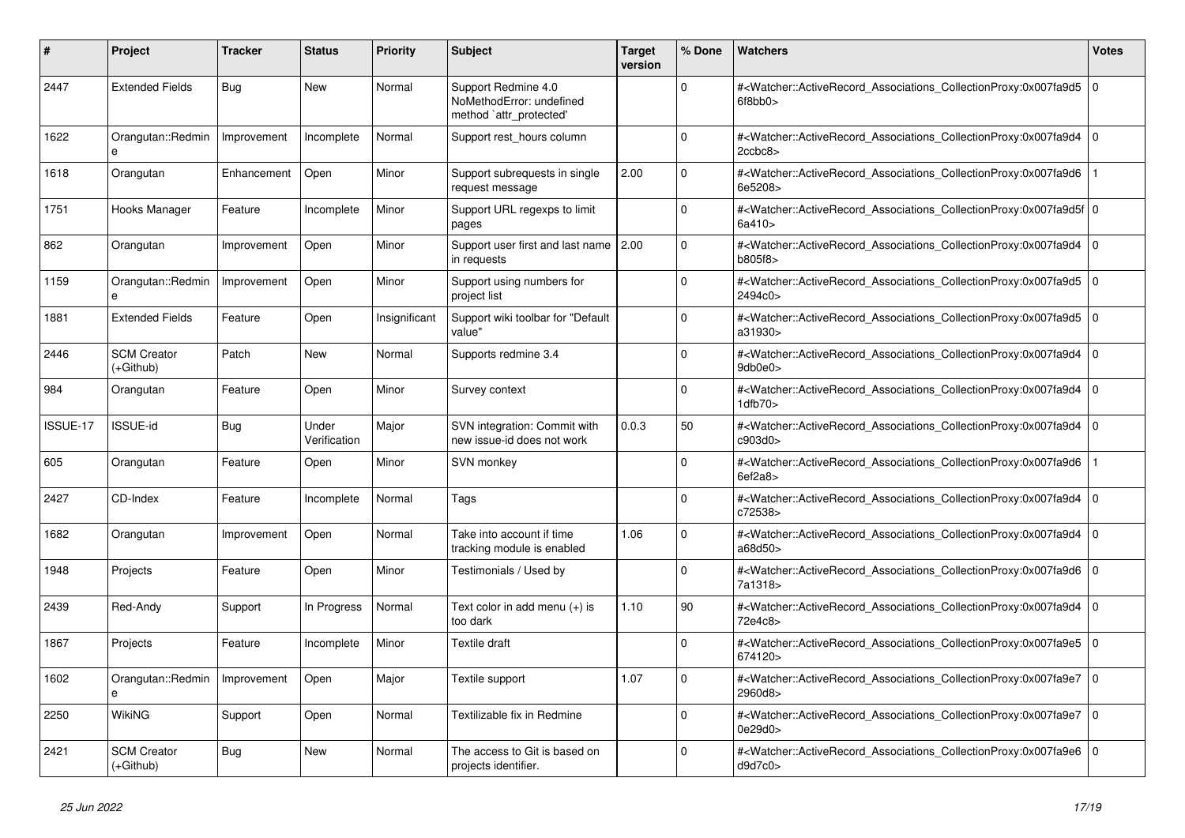| # | Project | Tracker | Status | Priority | Subject | Target version | % Done | Watchers | Votes |
|---|---|---|---|---|---|---|---|---|---|
| 2447 | Extended Fields | Bug | New | Normal | Support Redmine 4.0 NoMethodError: undefined method `attr_protected' | | 0 | #<Watcher::ActiveRecord_Associations_CollectionProxy:0x007fa9d56f8bb0> | 0 |
| 1622 | Orangutan::Redmine | Improvement | Incomplete | Normal | Support rest_hours column | | 0 | #<Watcher::ActiveRecord_Associations_CollectionProxy:0x007fa9d42ccbc8> | 0 |
| 1618 | Orangutan | Enhancement | Open | Minor | Support subrequests in single request message | 2.00 | 0 | #<Watcher::ActiveRecord_Associations_CollectionProxy:0x007fa9d66e5208> | 1 |
| 1751 | Hooks Manager | Feature | Incomplete | Minor | Support URL regexps to limit pages | | 0 | #<Watcher::ActiveRecord_Associations_CollectionProxy:0x007fa9d5f6a410> | 0 |
| 862 | Orangutan | Improvement | Open | Minor | Support user first and last name in requests | 2.00 | 0 | #<Watcher::ActiveRecord_Associations_CollectionProxy:0x007fa9d4b805f8> | 0 |
| 1159 | Orangutan::Redmine | Improvement | Open | Minor | Support using numbers for project list | | 0 | #<Watcher::ActiveRecord_Associations_CollectionProxy:0x007fa9d52494c0> | 0 |
| 1881 | Extended Fields | Feature | Open | Insignificant | Support wiki toolbar for "Default value" | | 0 | #<Watcher::ActiveRecord_Associations_CollectionProxy:0x007fa9d5a31930> | 0 |
| 2446 | SCM Creator (+Github) | Patch | New | Normal | Supports redmine 3.4 | | 0 | #<Watcher::ActiveRecord_Associations_CollectionProxy:0x007fa9d49db0e0> | 0 |
| 984 | Orangutan | Feature | Open | Minor | Survey context | | 0 | #<Watcher::ActiveRecord_Associations_CollectionProxy:0x007fa9d41dfb70> | 0 |
| ISSUE-17 | ISSUE-id | Bug | Under Verification | Major | SVN integration: Commit with new issue-id does not work | 0.0.3 | 50 | #<Watcher::ActiveRecord_Associations_CollectionProxy:0x007fa9d4c903d0> | 0 |
| 605 | Orangutan | Feature | Open | Minor | SVN monkey | | 0 | #<Watcher::ActiveRecord_Associations_CollectionProxy:0x007fa9d66ef2a8> | 1 |
| 2427 | CD-Index | Feature | Incomplete | Normal | Tags | | 0 | #<Watcher::ActiveRecord_Associations_CollectionProxy:0x007fa9d4c72538> | 0 |
| 1682 | Orangutan | Improvement | Open | Normal | Take into account if time tracking module is enabled | 1.06 | 0 | #<Watcher::ActiveRecord_Associations_CollectionProxy:0x007fa9d4a68d50> | 0 |
| 1948 | Projects | Feature | Open | Minor | Testimonials / Used by | | 0 | #<Watcher::ActiveRecord_Associations_CollectionProxy:0x007fa9d67a1318> | 0 |
| 2439 | Red-Andy | Support | In Progress | Normal | Text color in add menu (+) is too dark | 1.10 | 90 | #<Watcher::ActiveRecord_Associations_CollectionProxy:0x007fa9d472e4c8> | 0 |
| 1867 | Projects | Feature | Incomplete | Minor | Textile draft | | 0 | #<Watcher::ActiveRecord_Associations_CollectionProxy:0x007fa9e5674120> | 0 |
| 1602 | Orangutan::Redmine | Improvement | Open | Major | Textile support | 1.07 | 0 | #<Watcher::ActiveRecord_Associations_CollectionProxy:0x007fa9e72960d8> | 0 |
| 2250 | WikiNG | Support | Open | Normal | Textilizable fix in Redmine | | 0 | #<Watcher::ActiveRecord_Associations_CollectionProxy:0x007fa9e70e29d0> | 0 |
| 2421 | SCM Creator (+Github) | Bug | New | Normal | The access to Git is based on projects identifier. | | 0 | #<Watcher::ActiveRecord_Associations_CollectionProxy:0x007fa9e6d9d7c0> | 0 |

*25 Jun 2022*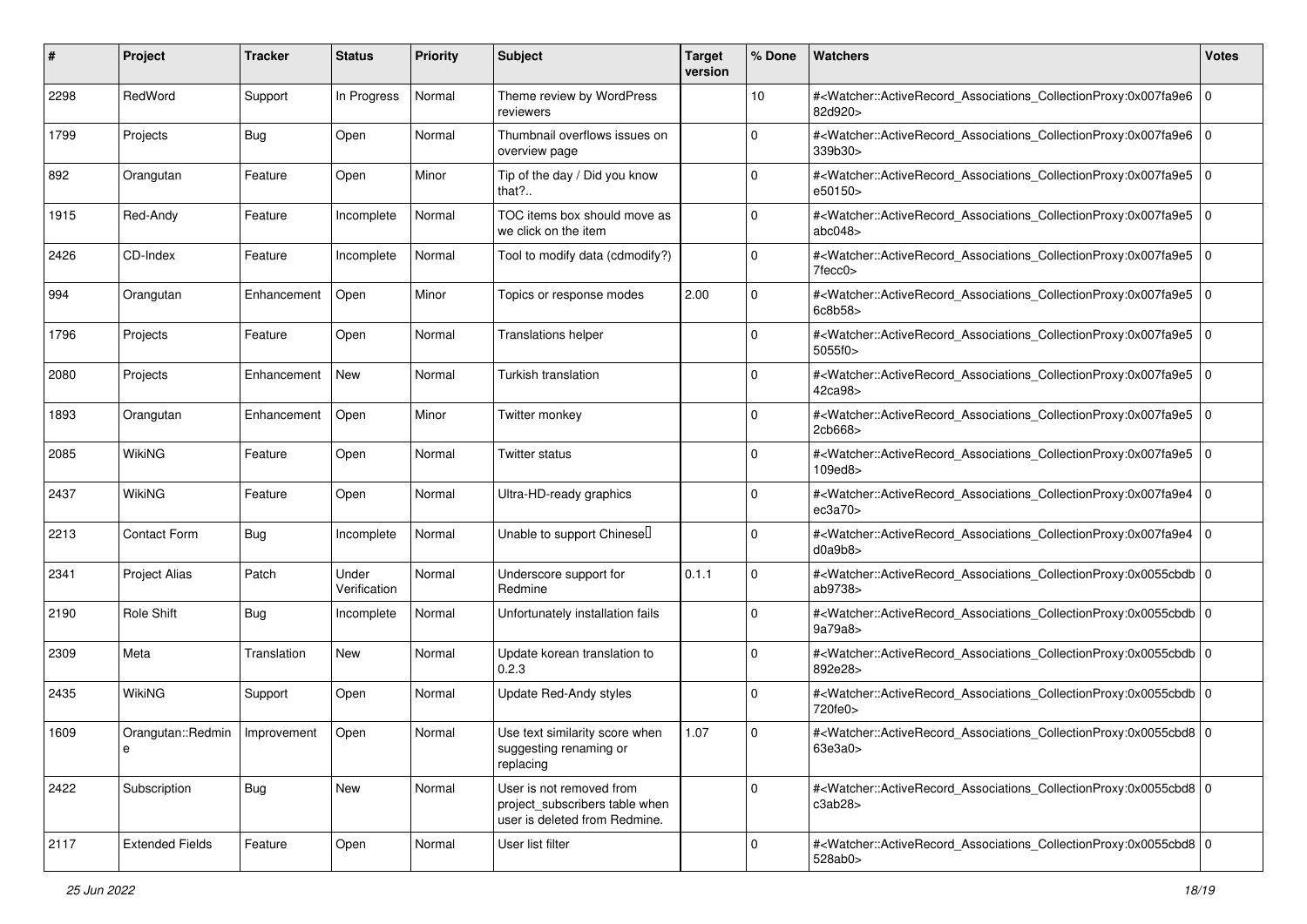| # | Project | Tracker | Status | Priority | Subject | Target version | % Done | Watchers | Votes |
|---|---|---|---|---|---|---|---|---|---|
| 2298 | RedWord | Support | In Progress | Normal | Theme review by WordPress reviewers | | 10 | #<Watcher::ActiveRecord_Associations_CollectionProxy:0x007fa9e682d920> | 0 |
| 1799 | Projects | Bug | Open | Normal | Thumbnail overflows issues on overview page | | 0 | #<Watcher::ActiveRecord_Associations_CollectionProxy:0x007fa9e6339b30> | 0 |
| 892 | Orangutan | Feature | Open | Minor | Tip of the day / Did you know that?.. | | 0 | #<Watcher::ActiveRecord_Associations_CollectionProxy:0x007fa9e5e50150> | 0 |
| 1915 | Red-Andy | Feature | Incomplete | Normal | TOC items box should move as we click on the item | | 0 | #<Watcher::ActiveRecord_Associations_CollectionProxy:0x007fa9e5abc048> | 0 |
| 2426 | CD-Index | Feature | Incomplete | Normal | Tool to modify data (cdmodify?) | | 0 | #<Watcher::ActiveRecord_Associations_CollectionProxy:0x007fa9e57fecc0> | 0 |
| 994 | Orangutan | Enhancement | Open | Minor | Topics or response modes | 2.00 | 0 | #<Watcher::ActiveRecord_Associations_CollectionProxy:0x007fa9e56c8b58> | 0 |
| 1796 | Projects | Feature | Open | Normal | Translations helper | | 0 | #<Watcher::ActiveRecord_Associations_CollectionProxy:0x007fa9e55055f0> | 0 |
| 2080 | Projects | Enhancement | New | Normal | Turkish translation | | 0 | #<Watcher::ActiveRecord_Associations_CollectionProxy:0x007fa9e542ca98> | 0 |
| 1893 | Orangutan | Enhancement | Open | Minor | Twitter monkey | | 0 | #<Watcher::ActiveRecord_Associations_CollectionProxy:0x007fa9e52cb668> | 0 |
| 2085 | WikiNG | Feature | Open | Normal | Twitter status | | 0 | #<Watcher::ActiveRecord_Associations_CollectionProxy:0x007fa9e5109ed8> | 0 |
| 2437 | WikiNG | Feature | Open | Normal | Ultra-HD-ready graphics | | 0 | #<Watcher::ActiveRecord_Associations_CollectionProxy:0x007fa9e4ec3a70> | 0 |
| 2213 | Contact Form | Bug | Incomplete | Normal | Unable to support Chinese | | 0 | #<Watcher::ActiveRecord_Associations_CollectionProxy:0x007fa9e4d0a9b8> | 0 |
| 2341 | Project Alias | Patch | Under Verification | Normal | Underscore support for Redmine | 0.1.1 | 0 | #<Watcher::ActiveRecord_Associations_CollectionProxy:0x0055cbdbab9738> | 0 |
| 2190 | Role Shift | Bug | Incomplete | Normal | Unfortunately installation fails | | 0 | #<Watcher::ActiveRecord_Associations_CollectionProxy:0x0055cbdb9a79a8> | 0 |
| 2309 | Meta | Translation | New | Normal | Update korean translation to 0.2.3 | | 0 | #<Watcher::ActiveRecord_Associations_CollectionProxy:0x0055cbdb892e28> | 0 |
| 2435 | WikiNG | Support | Open | Normal | Update Red-Andy styles | | 0 | #<Watcher::ActiveRecord_Associations_CollectionProxy:0x0055cbdb720fe0> | 0 |
| 1609 | Orangutan::Redmine | Improvement | Open | Normal | Use text similarity score when suggesting renaming or replacing | 1.07 | 0 | #<Watcher::ActiveRecord_Associations_CollectionProxy:0x0055cbd863e3a0> | 0 |
| 2422 | Subscription | Bug | New | Normal | User is not removed from project_subscribers table when user is deleted from Redmine. | | 0 | #<Watcher::ActiveRecord_Associations_CollectionProxy:0x0055cbd8c3ab28> | 0 |
| 2117 | Extended Fields | Feature | Open | Normal | User list filter | | 0 | #<Watcher::ActiveRecord_Associations_CollectionProxy:0x0055cbd8528ab0> | 0 |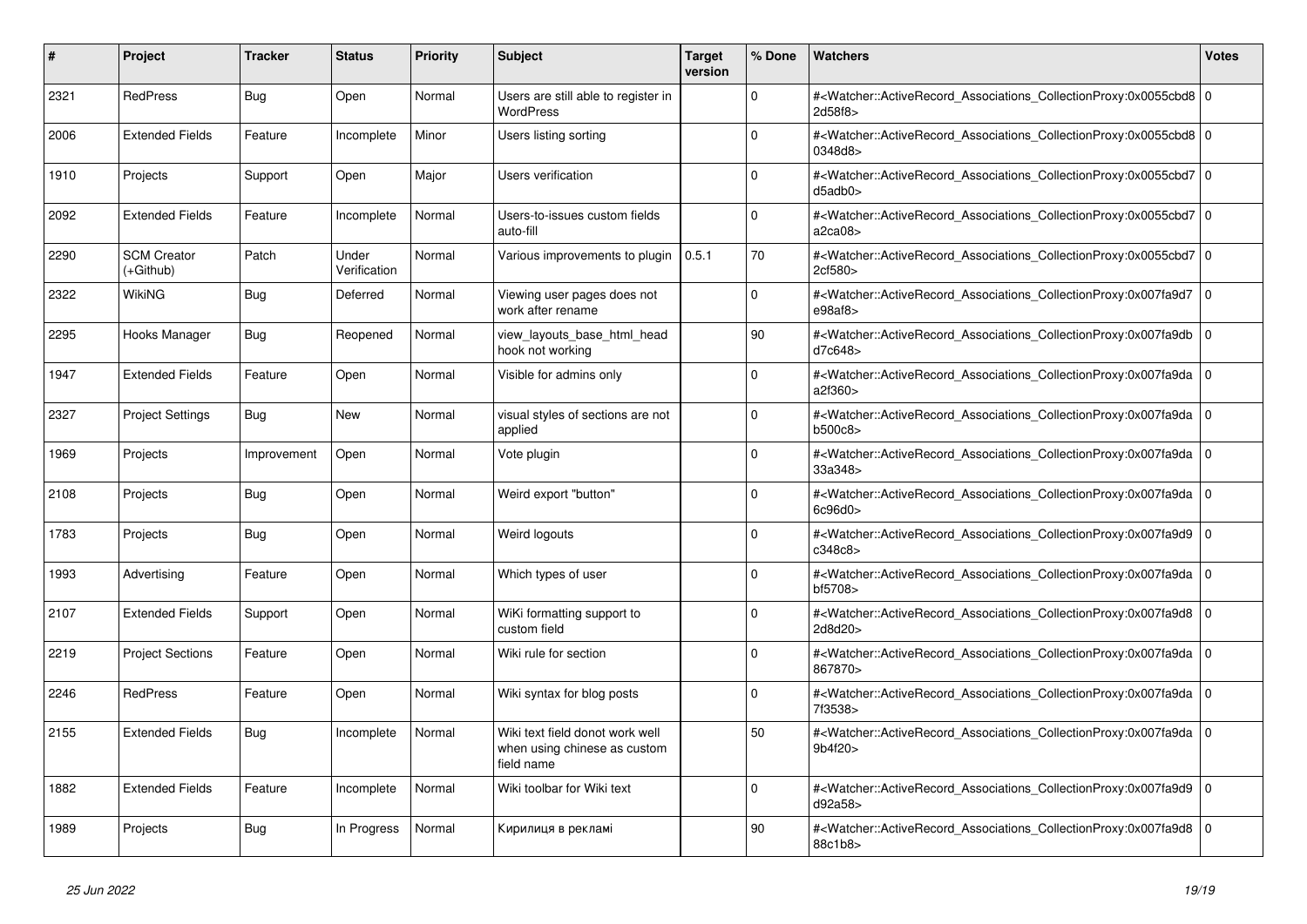| # | Project | Tracker | Status | Priority | Subject | Target version | % Done | Watchers | Votes |
|---|---|---|---|---|---|---|---|---|---|
| 2321 | RedPress | Bug | Open | Normal | Users are still able to register in WordPress | | 0 | #<Watcher::ActiveRecord_Associations_CollectionProxy:0x0055cbd82d58f8> | 0 |
| 2006 | Extended Fields | Feature | Incomplete | Minor | Users listing sorting | | 0 | #<Watcher::ActiveRecord_Associations_CollectionProxy:0x0055cbd80348d8> | 0 |
| 1910 | Projects | Support | Open | Major | Users verification | | 0 | #<Watcher::ActiveRecord_Associations_CollectionProxy:0x0055cbd7d5adb0> | 0 |
| 2092 | Extended Fields | Feature | Incomplete | Normal | Users-to-issues custom fields auto-fill | | 0 | #<Watcher::ActiveRecord_Associations_CollectionProxy:0x0055cbd7a2ca08> | 0 |
| 2290 | SCM Creator (+Github) | Patch | Under Verification | Normal | Various improvements to plugin | 0.5.1 | 70 | #<Watcher::ActiveRecord_Associations_CollectionProxy:0x0055cbd72cf580> | 0 |
| 2322 | WikiNG | Bug | Deferred | Normal | Viewing user pages does not work after rename | | 0 | #<Watcher::ActiveRecord_Associations_CollectionProxy:0x007fa9d7e98af8> | 0 |
| 2295 | Hooks Manager | Bug | Reopened | Normal | view_layouts_base_html_head hook not working | | 90 | #<Watcher::ActiveRecord_Associations_CollectionProxy:0x007fa9dbd7c648> | 0 |
| 1947 | Extended Fields | Feature | Open | Normal | Visible for admins only | | 0 | #<Watcher::ActiveRecord_Associations_CollectionProxy:0x007fa9daa2f360> | 0 |
| 2327 | Project Settings | Bug | New | Normal | visual styles of sections are not applied | | 0 | #<Watcher::ActiveRecord_Associations_CollectionProxy:0x007fa9dab500c8> | 0 |
| 1969 | Projects | Improvement | Open | Normal | Vote plugin | | 0 | #<Watcher::ActiveRecord_Associations_CollectionProxy:0x007fa9da33a348> | 0 |
| 2108 | Projects | Bug | Open | Normal | Weird export "button" | | 0 | #<Watcher::ActiveRecord_Associations_CollectionProxy:0x007fa9da6c96d0> | 0 |
| 1783 | Projects | Bug | Open | Normal | Weird logouts | | 0 | #<Watcher::ActiveRecord_Associations_CollectionProxy:0x007fa9d9c348c8> | 0 |
| 1993 | Advertising | Feature | Open | Normal | Which types of user | | 0 | #<Watcher::ActiveRecord_Associations_CollectionProxy:0x007fa9dabf5708> | 0 |
| 2107 | Extended Fields | Support | Open | Normal | WiKi formatting support to custom field | | 0 | #<Watcher::ActiveRecord_Associations_CollectionProxy:0x007fa9d82d8d20> | 0 |
| 2219 | Project Sections | Feature | Open | Normal | Wiki rule for section | | 0 | #<Watcher::ActiveRecord_Associations_CollectionProxy:0x007fa9da867870> | 0 |
| 2246 | RedPress | Feature | Open | Normal | Wiki syntax for blog posts | | 0 | #<Watcher::ActiveRecord_Associations_CollectionProxy:0x007fa9da7f3538> | 0 |
| 2155 | Extended Fields | Bug | Incomplete | Normal | Wiki text field donot work well when using chinese as custom field name | | 50 | #<Watcher::ActiveRecord_Associations_CollectionProxy:0x007fa9da9b4f20> | 0 |
| 1882 | Extended Fields | Feature | Incomplete | Normal | Wiki toolbar for Wiki text | | 0 | #<Watcher::ActiveRecord_Associations_CollectionProxy:0x007fa9d9d92a58> | 0 |
| 1989 | Projects | Bug | In Progress | Normal | Кирилиця в рекламі | | 90 | #<Watcher::ActiveRecord_Associations_CollectionProxy:0x007fa9d888c1b8> | 0 |

*25 Jun 2022*